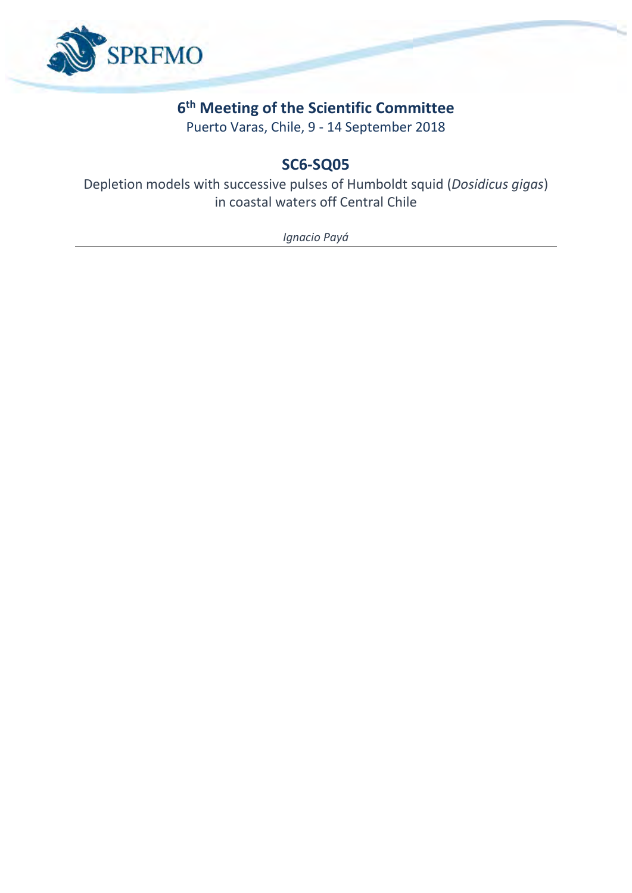# 6th Meeting of the Scientific Committee

Puerto Varas, Chile, 9 - 14 September 2018

## SC6-SQ05

Depletion models with successive pulses of Humboldt squid (*Dosidicus gigas*) in coastal waters off Central Chile

*Ignacio Payá*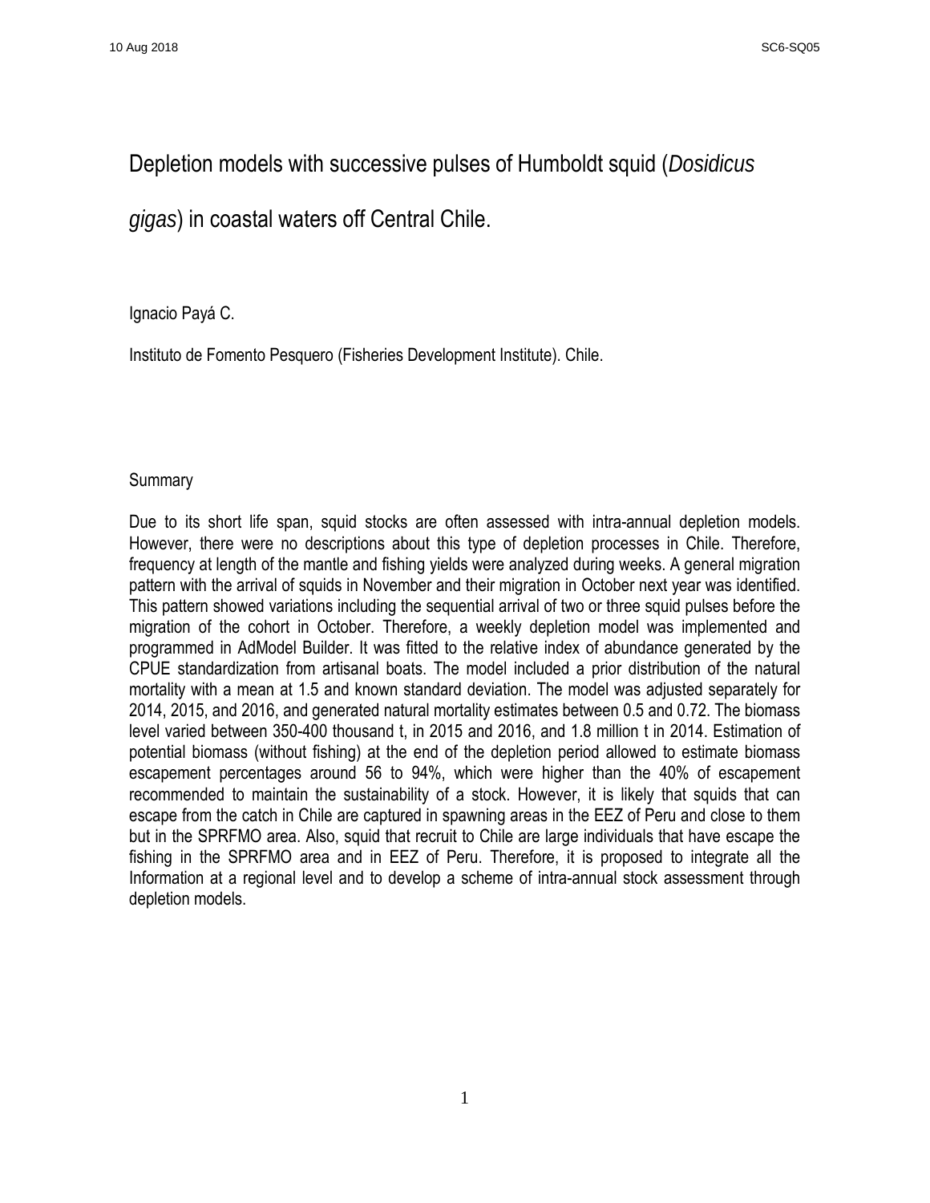# Depletion models with successive pulses of Humboldt squid (*Dosidicus gigas*) in coastal waters off Central Chile.

Ignacio Payá C.

Instituto de Fomento Pesquero (Fisheries Development Institute). Chile.

## Summary

Due to its short life span, squid stocks are often assessed with intra-annual depletion models. However, there were no descriptions about this type of depletion processes in Chile. Therefore, frequency at length of the mantle and fishing yields were analyzed during weeks. A general migration pattern with the arrival of squids in November and their migration in October next year was identified. This pattern showed variations including the sequential arrival of two or three squid pulses before the migration of the cohort in October. Therefore, a weekly depletion model was implemented and programmed in AdModel Builder. It was fitted to the relative index of abundance generated by the CPUE standardization from artisanal boats. The model included a prior distribution of the natural mortality with a mean at 1.5 and known standard deviation. The model was adjusted separately for 2014, 2015, and 2016, and generated natural mortality estimates between 0.5 and 0.72. The biomass level varied between 350-400 thousand t, in 2015 and 2016, and 1.8 million t in 2014. Estimation of potential biomass (without fishing) at the end of the depletion period allowed to estimate biomass escapement percentages around 56 to 94%, which were higher than the 40% of escapement recommended to maintain the sustainability of a stock. However, it is likely that squids that can escape from the catch in Chile are captured in spawning areas in the EEZ of Peru and close to them but in the SPRFMO area. Also, squid that recruit to Chile are large individuals that have escape the fishing in the SPRFMO area and in EEZ of Peru. Therefore, it is proposed to integrate all the Information at a regional level and to develop a scheme of intra-annual stock assessment through depletion models.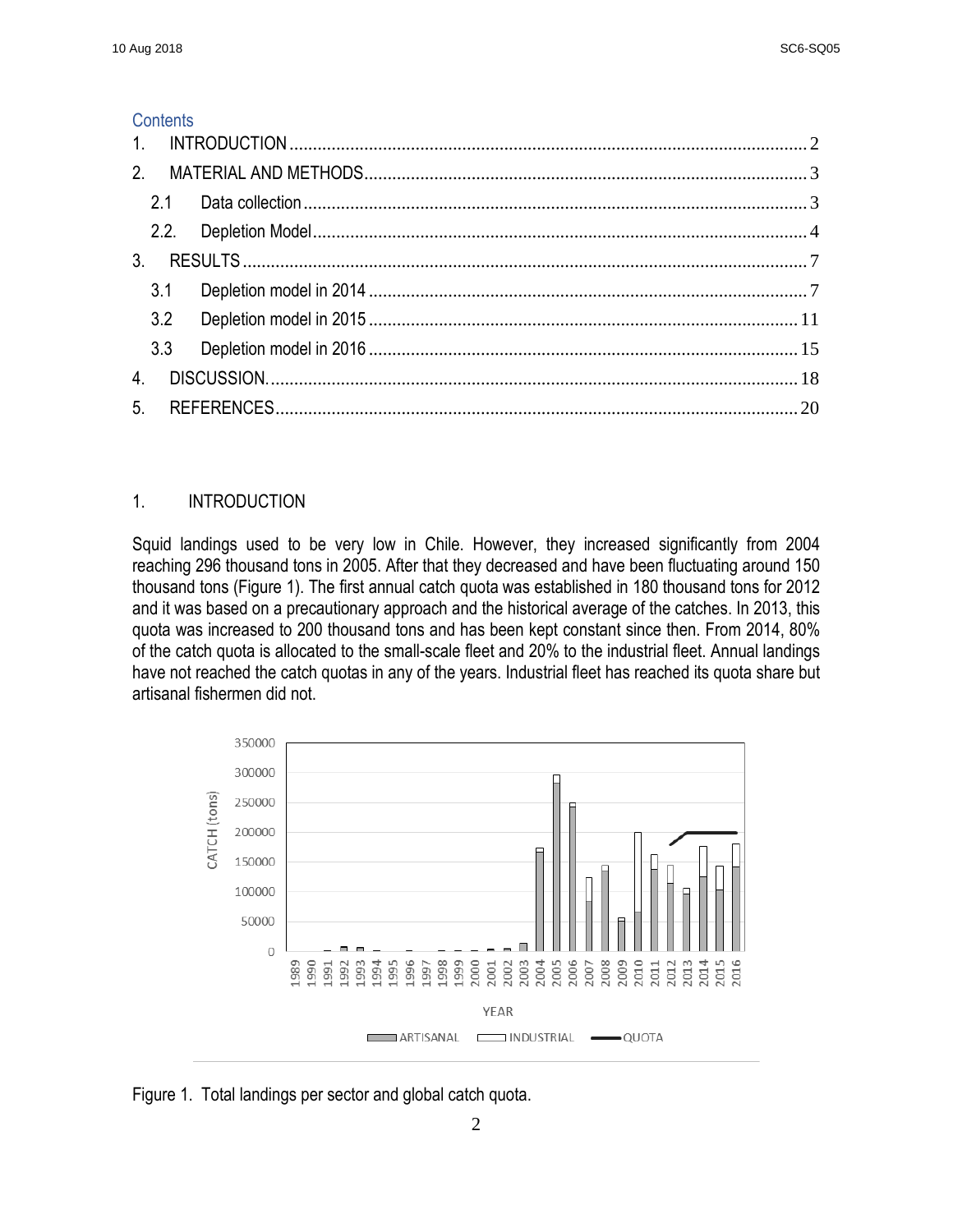## Contents

1. INTRODUCTION ........ 2
2. MATERIAL AND METHODS ........ 3
   - 2.1 Data collection ........ 3
   - 2.2. Depletion Model ........ 4
3. RESULTS ........ 7
   - 3.1 Depletion model in 2014 ........ 7
   - 3.2 Depletion model in 2015 ........ 11
   - 3.3 Depletion model in 2016 ........ 15
4. DISCUSSION. ........ 18
5. REFERENCES ........ 20

# 1. INTRODUCTION

Squid landings used to be very low in Chile. However, they increased significantly from 2004 reaching 296 thousand tons in 2005. After that they decreased and have been fluctuating around 150 thousand tons (Figure 1). The first annual catch quota was established in 180 thousand tons for 2012 and it was based on a precautionary approach and the historical average of the catches. In 2013, this quota was increased to 200 thousand tons and has been kept constant since then. From 2014, 80% of the catch quota is allocated to the small-scale fleet and 20% to the industrial fleet. Annual landings have not reached the catch quotas in any of the years. Industrial fleet has reached its quota share but artisanal fishermen did not.

Figure 1. Total landings per sector and global catch quota.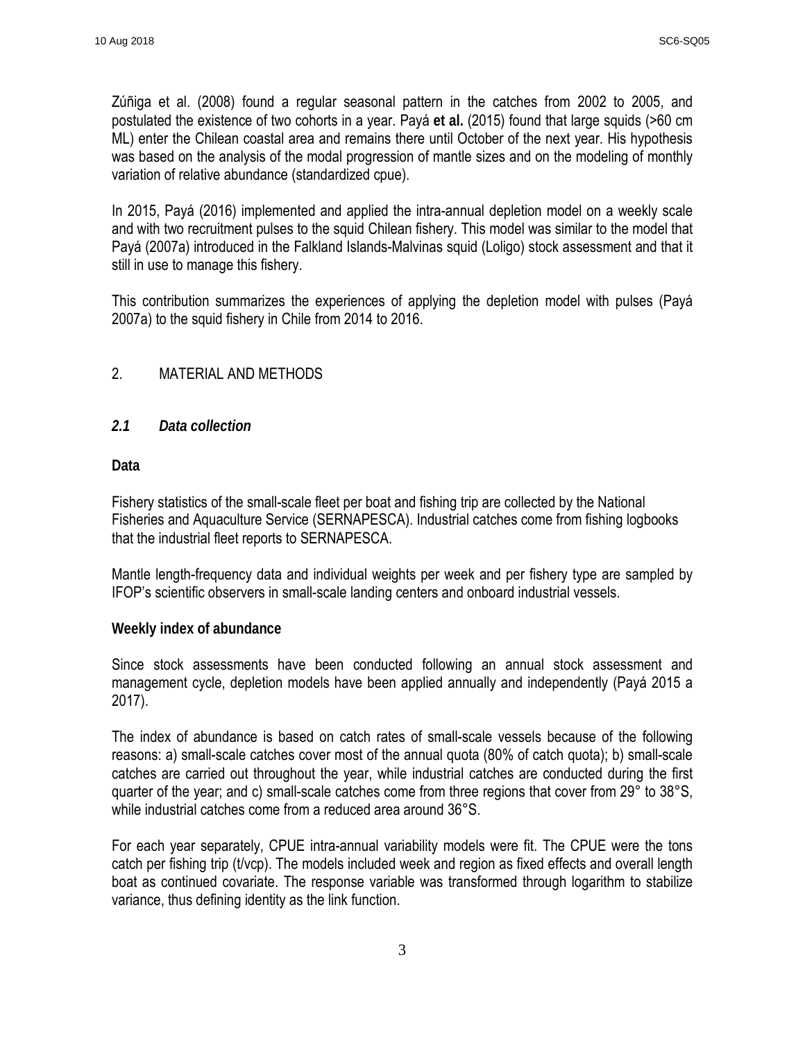Zúñiga et al. (2008) found a regular seasonal pattern in the catches from 2002 to 2005, and postulated the existence of two cohorts in a year. Payá **et al.** (2015) found that large squids (>60 cm ML) enter the Chilean coastal area and remains there until October of the next year. His hypothesis was based on the analysis of the modal progression of mantle sizes and on the modeling of monthly variation of relative abundance (standardized cpue).

In 2015, Payá (2016) implemented and applied the intra-annual depletion model on a weekly scale and with two recruitment pulses to the squid Chilean fishery. This model was similar to the model that Payá (2007a) introduced in the Falkland Islands-Malvinas squid (Loligo) stock assessment and that it still in use to manage this fishery.

This contribution summarizes the experiences of applying the depletion model with pulses (Payá 2007a) to the squid fishery in Chile from 2014 to 2016.

## 2. MATERIAL AND METHODS

### *2.1 Data collection*

**Data**

Fishery statistics of the small-scale fleet per boat and fishing trip are collected by the National Fisheries and Aquaculture Service (SERNAPESCA). Industrial catches come from fishing logbooks that the industrial fleet reports to SERNAPESCA.

Mantle length-frequency data and individual weights per week and per fishery type are sampled by IFOP's scientific observers in small-scale landing centers and onboard industrial vessels.

**Weekly index of abundance**

Since stock assessments have been conducted following an annual stock assessment and management cycle, depletion models have been applied annually and independently (Payá 2015 a 2017).

The index of abundance is based on catch rates of small-scale vessels because of the following reasons: a) small-scale catches cover most of the annual quota (80% of catch quota); b) small-scale catches are carried out throughout the year, while industrial catches are conducted during the first quarter of the year; and c) small-scale catches come from three regions that cover from 29° to 38°S, while industrial catches come from a reduced area around 36°S.

For each year separately, CPUE intra-annual variability models were fit. The CPUE were the tons catch per fishing trip (t/vcp). The models included week and region as fixed effects and overall length boat as continued covariate. The response variable was transformed through logarithm to stabilize variance, thus defining identity as the link function.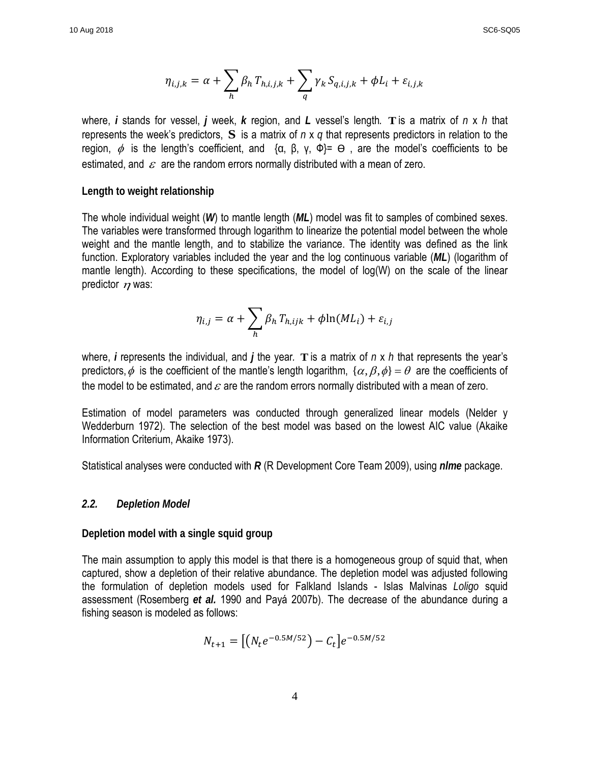$$\eta_{i,j,k} = \alpha + \sum_{h} \beta_h T_{h,i,j,k} + \sum_{q} \gamma_k S_{q,i,j,k} + \phi L_i + \varepsilon_{i,j,k}$$

where, ***i*** stands for vessel, ***j*** week, ***k*** region, and ***L*** vessel's length. $\mathbf{T}$ is a matrix of *n* x *h* that represents the week's predictors, $\mathbf{S}$ is a matrix of *n* x *q* that represents predictors in relation to the region, $\phi$ is the length's coefficient, and {α, β, γ, Φ}= ϴ , are the model's coefficients to be estimated, and $\varepsilon$ are the random errors normally distributed with a mean of zero.

**Length to weight relationship**

The whole individual weight (***W***) to mantle length (***ML***) model was fit to samples of combined sexes. The variables were transformed through logarithm to linearize the potential model between the whole weight and the mantle length, and to stabilize the variance. The identity was defined as the link function. Exploratory variables included the year and the log continuous variable (***ML***) (logarithm of mantle length). According to these specifications, the model of log(W) on the scale of the linear predictor $\eta$ was:

$$\eta_{i,j} = \alpha + \sum_{h} \beta_h T_{h,ijk} + \phi \ln(ML_i) + \varepsilon_{i,j}$$

where, ***i*** represents the individual, and ***j*** the year. $\mathbf{T}$ is a matrix of *n* x *h* that represents the year's predictors, $\phi$ is the coefficient of the mantle's length logarithm, $\{\alpha, \beta, \phi\} = \theta$ are the coefficients of the model to be estimated, and $\varepsilon$ are the random errors normally distributed with a mean of zero.

Estimation of model parameters was conducted through generalized linear models (Nelder y Wedderburn 1972). The selection of the best model was based on the lowest AIC value (Akaike Information Criterium, Akaike 1973).

Statistical analyses were conducted with ***R*** (R Development Core Team 2009), using ***nlme*** package.

### *2.2. Depletion Model*

**Depletion model with a single squid group**

The main assumption to apply this model is that there is a homogeneous group of squid that, when captured, show a depletion of their relative abundance. The depletion model was adjusted following the formulation of depletion models used for Falkland Islands - Islas Malvinas *Loligo* squid assessment (Rosemberg ***et al.*** 1990 and Payá 2007b). The decrease of the abundance during a fishing season is modeled as follows:

$$N_{t+1} = \left[\left(N_t e^{-0.5M/52}\right) - C_t\right] e^{-0.5M/52}$$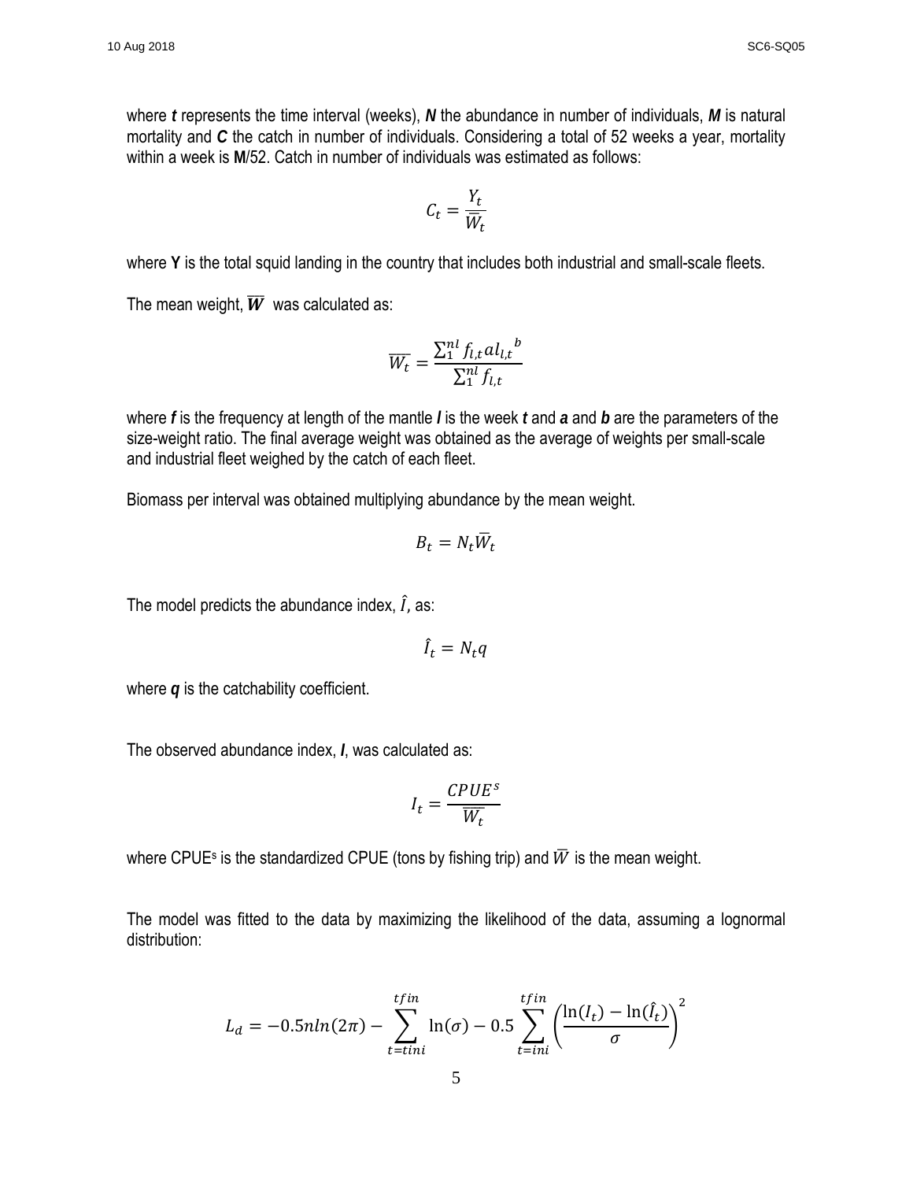where $t$ represents the time interval (weeks), $N$ the abundance in number of individuals, $M$ is natural mortality and $C$ the catch in number of individuals. Considering a total of 52 weeks a year, mortality within a week is **M**/52. Catch in number of individuals was estimated as follows:

$$C_t = \frac{Y_t}{\overline{W}_t}$$

where **Y** is the total squid landing in the country that includes both industrial and small-scale fleets.

The mean weight, $\overline{W}$ was calculated as:

$$\overline{W_t} = \frac{\sum_1^{nl} f_{l,t} a l_{l,t}{}^{b}}{\sum_1^{nl} f_{l,t}}$$

where $f$ is the frequency at length of the mantle $l$ is the week $t$ and $a$ and $b$ are the parameters of the size-weight ratio. The final average weight was obtained as the average of weights per small-scale and industrial fleet weighed by the catch of each fleet.

Biomass per interval was obtained multiplying abundance by the mean weight.

$$B_t = N_t \overline{W}_t$$

The model predicts the abundance index, $\hat{I}$, as:

$$\hat{I}_t = N_t q$$

where $q$ is the catchability coefficient.

The observed abundance index, $I$, was calculated as:

$$I_t = \frac{CPUE^s}{\overline{W}_t}$$

where $CPUE^s$ is the standardized CPUE (tons by fishing trip) and $\overline{W}$ is the mean weight.

The model was fitted to the data by maximizing the likelihood of the data, assuming a lognormal distribution:

$$L_d = -0.5 n ln(2\pi) - \sum_{t=tini}^{tfin} \ln(\sigma) - 0.5 \sum_{t=ini}^{tfin} \left( \frac{\ln(I_t) - \ln(\hat{I}_t)}{\sigma} \right)^2$$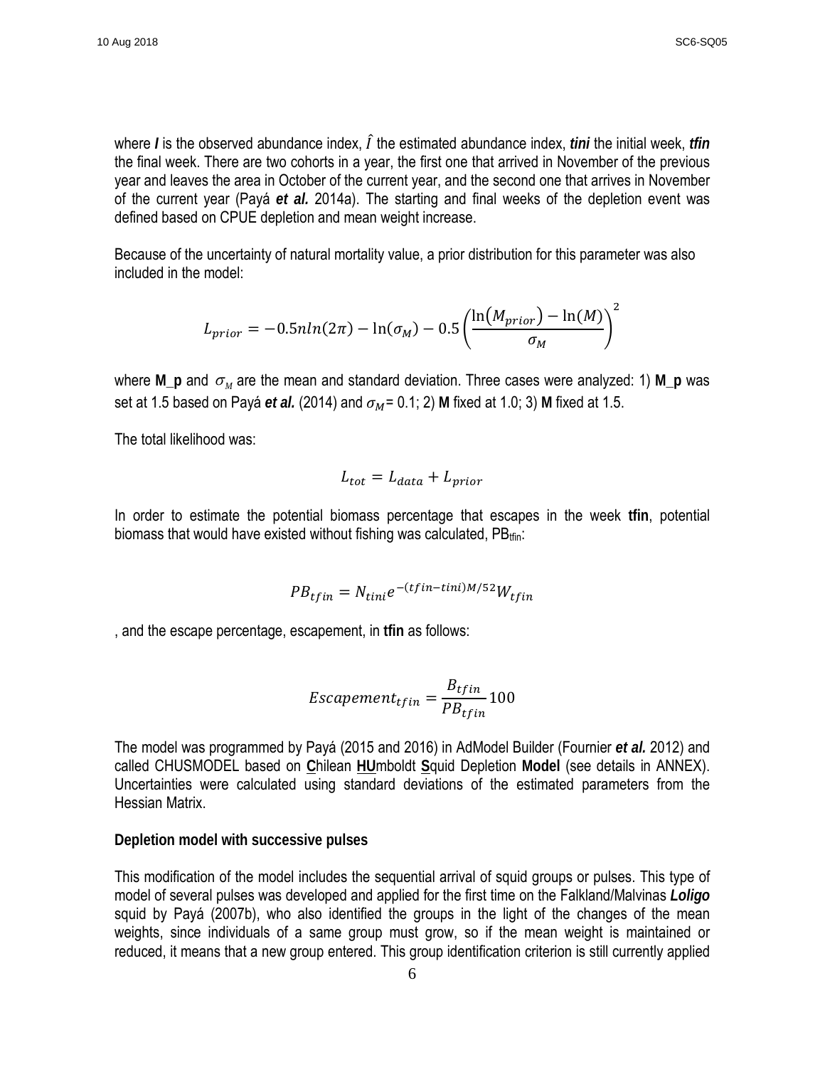where ***I*** is the observed abundance index, $\hat{I}$ the estimated abundance index, ***tini*** the initial week, ***tfin*** the final week. There are two cohorts in a year, the first one that arrived in November of the previous year and leaves the area in October of the current year, and the second one that arrives in November of the current year (Payá ***et al.*** 2014a). The starting and final weeks of the depletion event was defined based on CPUE depletion and mean weight increase.

Because of the uncertainty of natural mortality value, a prior distribution for this parameter was also included in the model:

$$L_{prior} = -0.5nln(2\pi) - \ln(\sigma_M) - 0.5\left(\frac{\ln(M_{prior}) - \ln(M)}{\sigma_M}\right)^2$$

where **M_p** and $\sigma_M$ are the mean and standard deviation. Three cases were analyzed: 1) **M_p** was set at 1.5 based on Payá ***et al.*** (2014) and $\sigma_M$= 0.1; 2) **M** fixed at 1.0; 3) **M** fixed at 1.5.

The total likelihood was:

$$L_{tot} = L_{data} + L_{prior}$$

In order to estimate the potential biomass percentage that escapes in the week **tfin**, potential biomass that would have existed without fishing was calculated, $PB_{tfin}$:

$$PB_{tfin} = N_{tini}e^{-(tfin-tini)M/52}W_{tfin}$$

, and the escape percentage, escapement, in **tfin** as follows:

$$Escapement_{tfin} = \frac{B_{tfin}}{PB_{tfin}}100$$

The model was programmed by Payá (2015 and 2016) in AdModel Builder (Fournier ***et al.*** 2012) and called CHUSMODEL based on **C**hilean **HU**mboldt **S**quid Depletion **Model** (see details in ANNEX). Uncertainties were calculated using standard deviations of the estimated parameters from the Hessian Matrix.

**Depletion model with successive pulses**

This modification of the model includes the sequential arrival of squid groups or pulses. This type of model of several pulses was developed and applied for the first time on the Falkland/Malvinas ***Loligo*** squid by Payá (2007b), who also identified the groups in the light of the changes of the mean weights, since individuals of a same group must grow, so if the mean weight is maintained or reduced, it means that a new group entered. This group identification criterion is still currently applied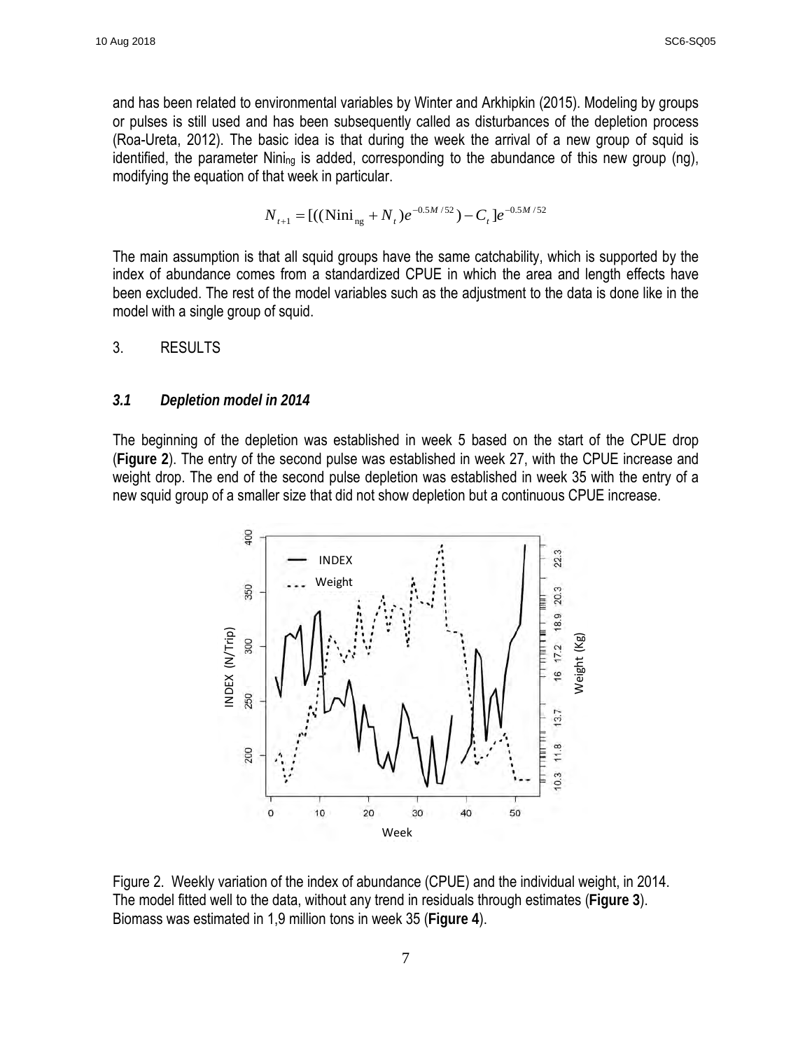and has been related to environmental variables by Winter and Arkhipkin (2015). Modeling by groups or pulses is still used and has been subsequently called as disturbances of the depletion process (Roa-Ureta, 2012). The basic idea is that during the week the arrival of a new group of squid is identified, the parameter $\text{Nini}_{\text{ng}}$ is added, corresponding to the abundance of this new group (ng), modifying the equation of that week in particular.

$$N_{t+1} = [((\text{Nini}_{\text{ng}} + N_t)e^{-0.5M/52}) - C_t]e^{-0.5M/52}$$

The main assumption is that all squid groups have the same catchability, which is supported by the index of abundance comes from a standardized CPUE in which the area and length effects have been excluded. The rest of the model variables such as the adjustment to the data is done like in the model with a single group of squid.

## 3. RESULTS

### *3.1 Depletion model in 2014*

The beginning of the depletion was established in week 5 based on the start of the CPUE drop (**Figure 2**). The entry of the second pulse was established in week 27, with the CPUE increase and weight drop. The end of the second pulse depletion was established in week 35 with the entry of a new squid group of a smaller size that did not show depletion but a continuous CPUE increase.

Figure 2. Weekly variation of the index of abundance (CPUE) and the individual weight, in 2014.

The model fitted well to the data, without any trend in residuals through estimates (**Figure 3**). Biomass was estimated in 1,9 million tons in week 35 (**Figure 4**).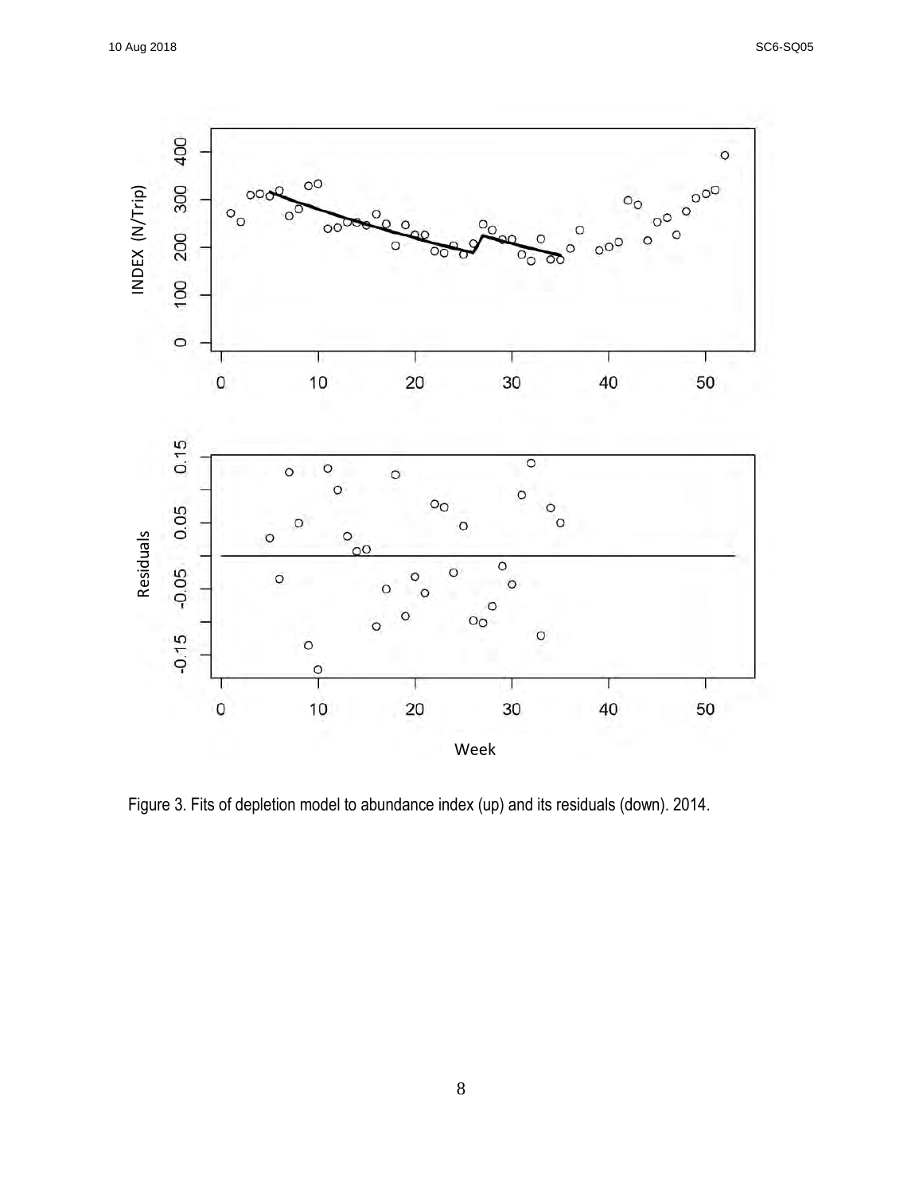Figure 3. Fits of depletion model to abundance index (up) and its residuals (down). 2014.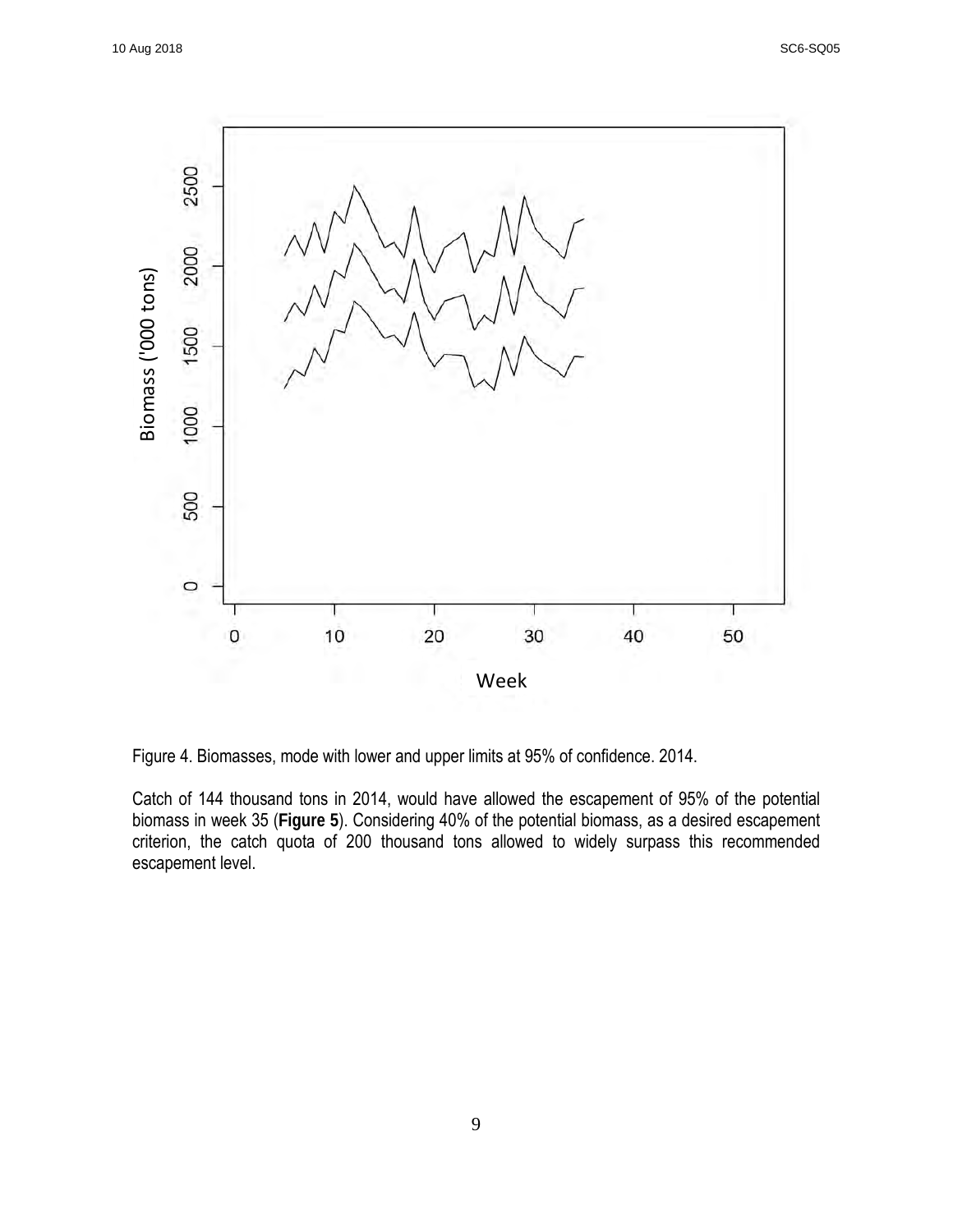Figure 4. Biomasses, mode with lower and upper limits at 95% of confidence. 2014.

Catch of 144 thousand tons in 2014, would have allowed the escapement of 95% of the potential biomass in week 35 (**Figure 5**). Considering 40% of the potential biomass, as a desired escapement criterion, the catch quota of 200 thousand tons allowed to widely surpass this recommended escapement level.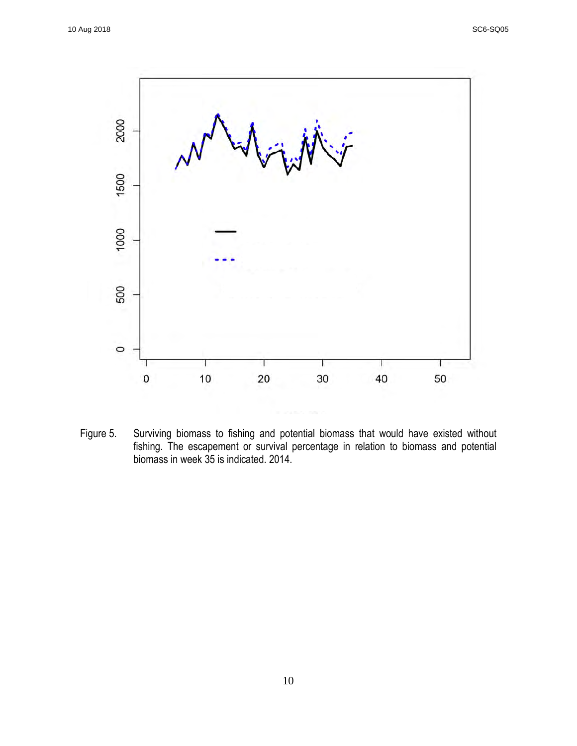Figure 5. Surviving biomass to fishing and potential biomass that would have existed without fishing. The escapement or survival percentage in relation to biomass and potential biomass in week 35 is indicated. 2014.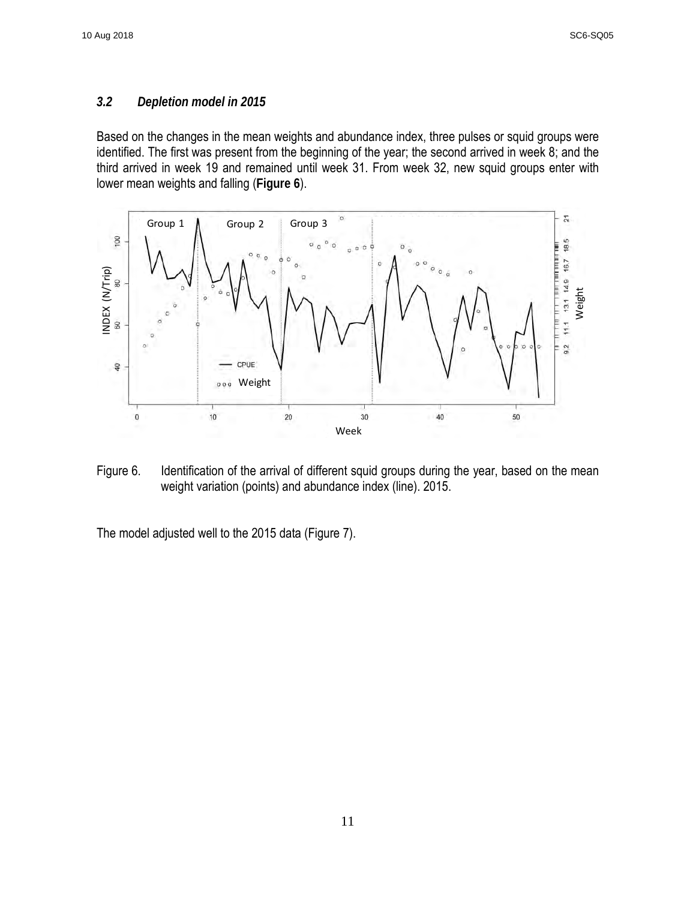### *3.2 Depletion model in 2015*

Based on the changes in the mean weights and abundance index, three pulses or squid groups were identified. The first was present from the beginning of the year; the second arrived in week 8; and the third arrived in week 19 and remained until week 31. From week 32, new squid groups enter with lower mean weights and falling (**Figure 6**).

Figure 6. Identification of the arrival of different squid groups during the year, based on the mean weight variation (points) and abundance index (line). 2015.

The model adjusted well to the 2015 data (Figure 7).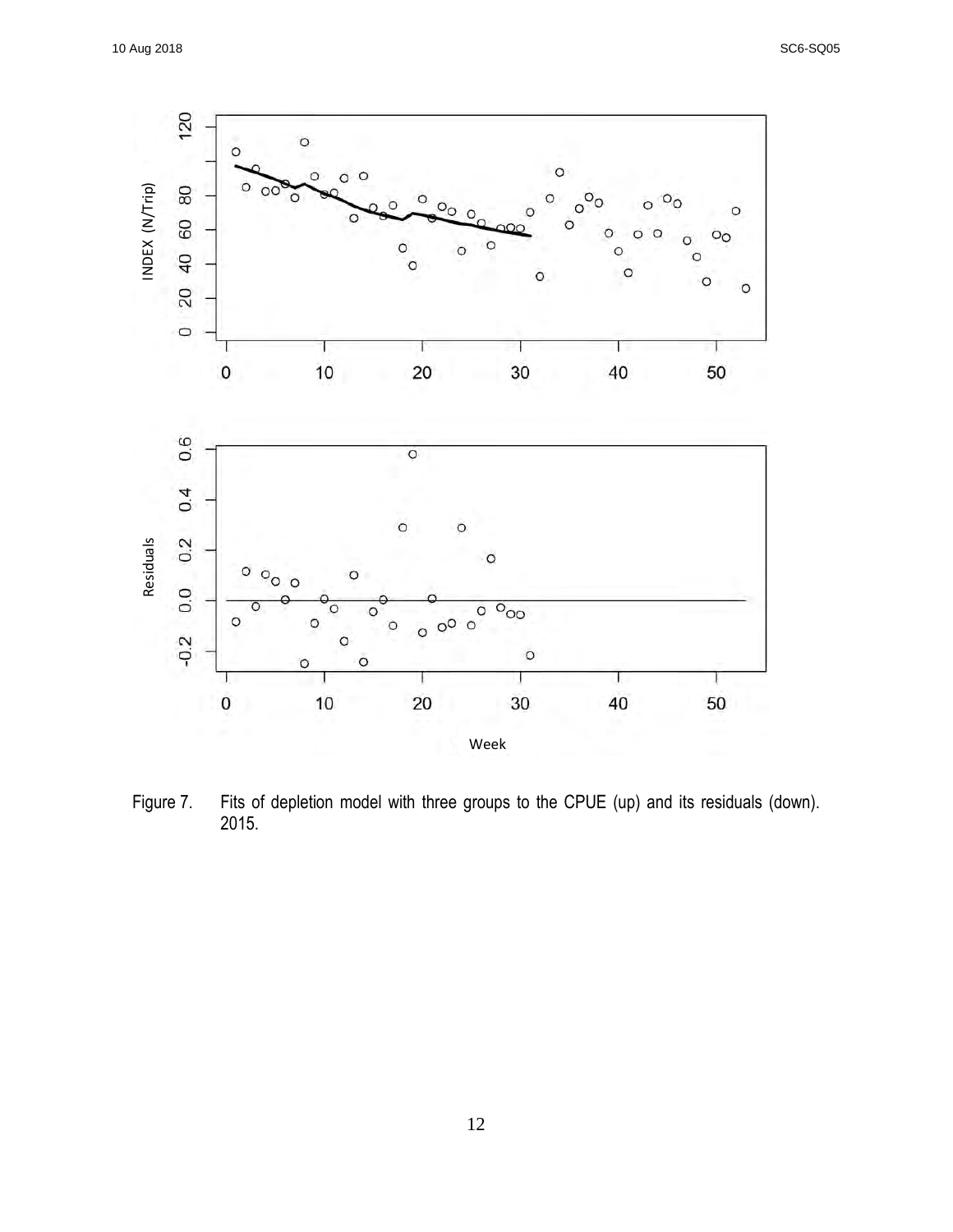Figure 7. Fits of depletion model with three groups to the CPUE (up) and its residuals (down). 2015.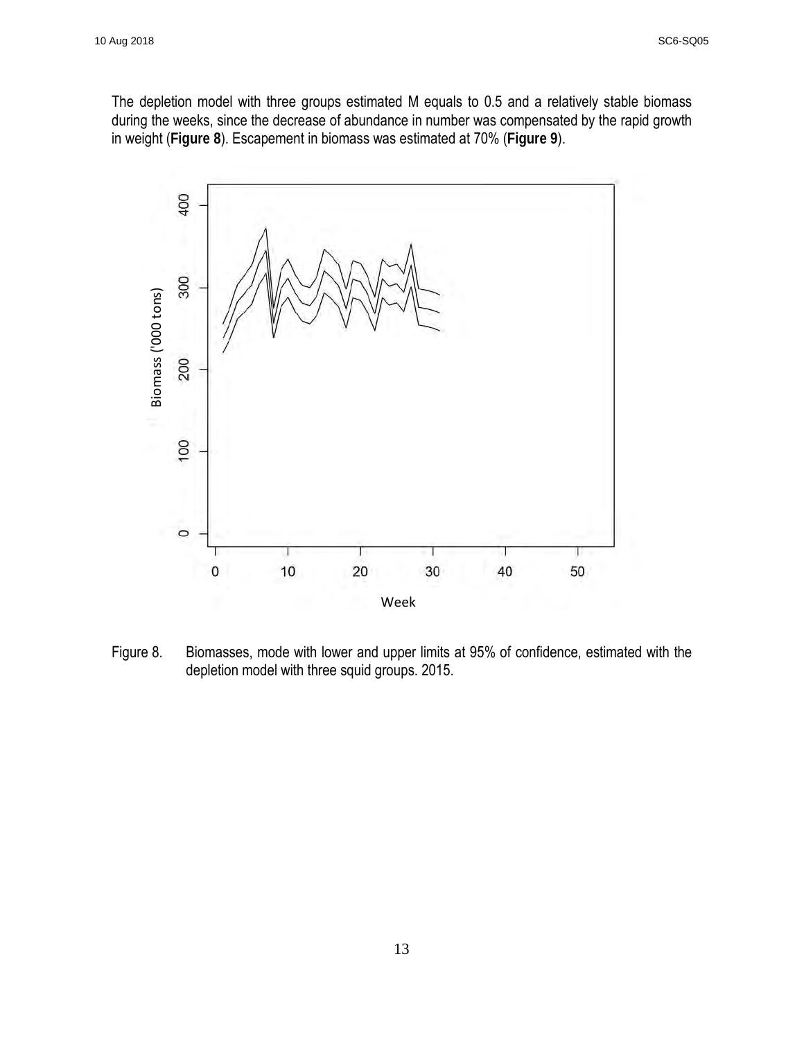The depletion model with three groups estimated M equals to 0.5 and a relatively stable biomass during the weeks, since the decrease of abundance in number was compensated by the rapid growth in weight (**Figure 8**). Escapement in biomass was estimated at 70% (**Figure 9**).

Figure 8. Biomasses, mode with lower and upper limits at 95% of confidence, estimated with the depletion model with three squid groups. 2015.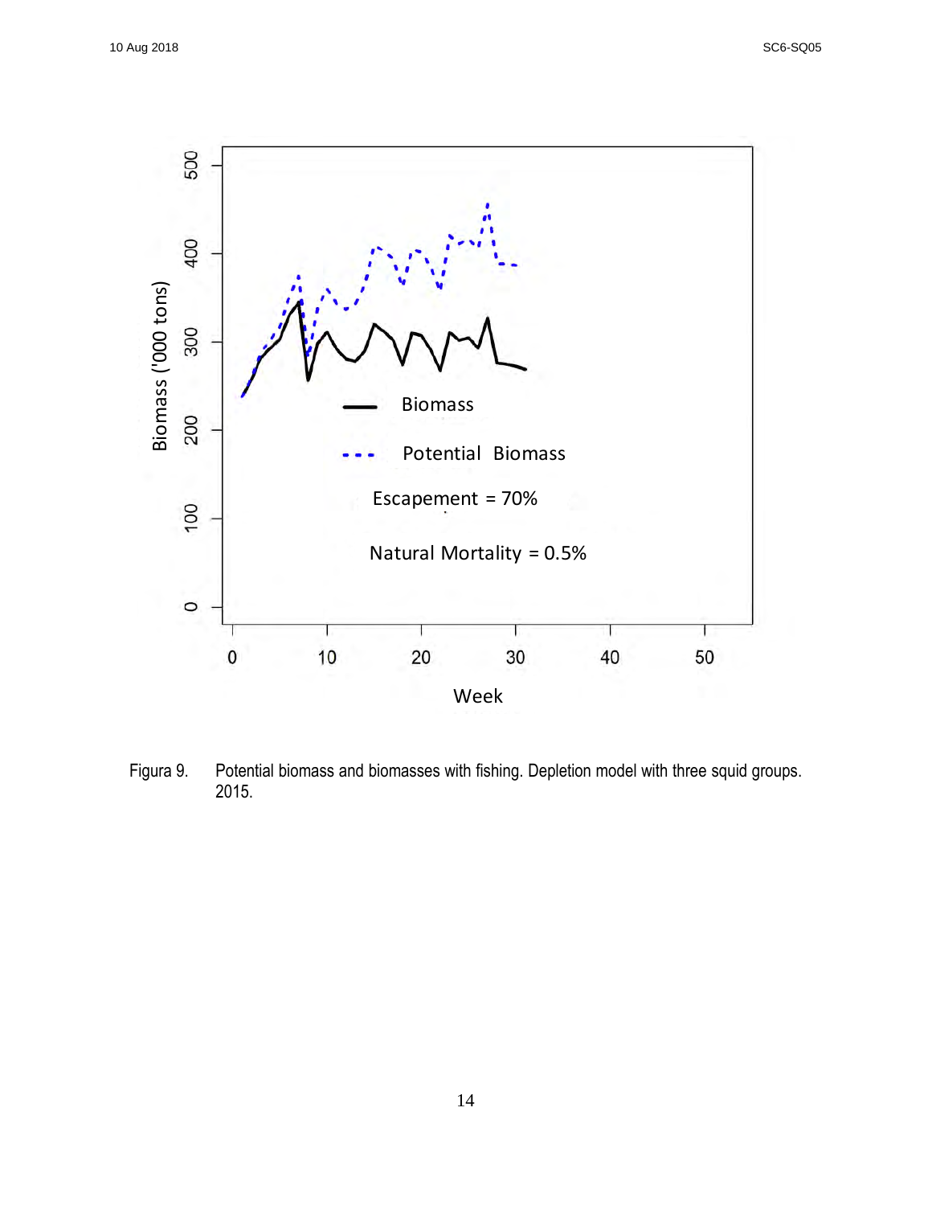Figura 9. Potential biomass and biomasses with fishing. Depletion model with three squid groups. 2015.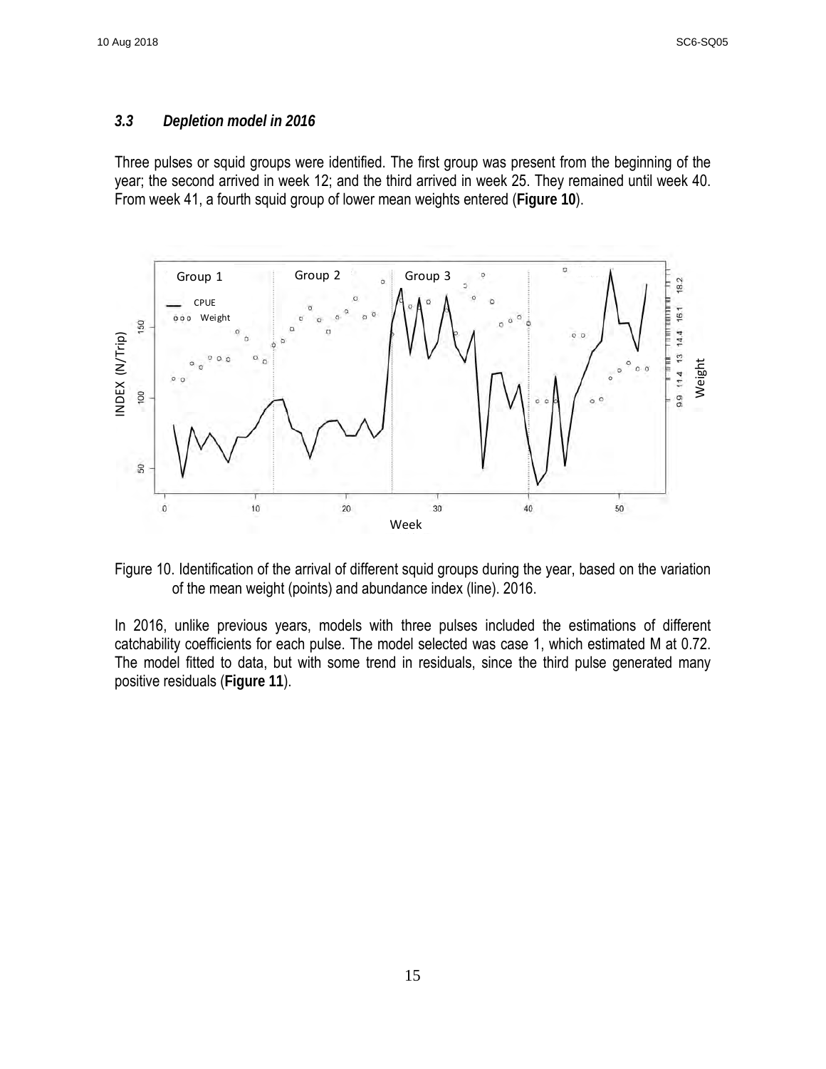### *3.3 Depletion model in 2016*

Three pulses or squid groups were identified. The first group was present from the beginning of the year; the second arrived in week 12; and the third arrived in week 25. They remained until week 40. From week 41, a fourth squid group of lower mean weights entered (**Figure 10**).

Figure 10. Identification of the arrival of different squid groups during the year, based on the variation of the mean weight (points) and abundance index (line). 2016.

In 2016, unlike previous years, models with three pulses included the estimations of different catchability coefficients for each pulse. The model selected was case 1, which estimated M at 0.72. The model fitted to data, but with some trend in residuals, since the third pulse generated many positive residuals (**Figure 11**).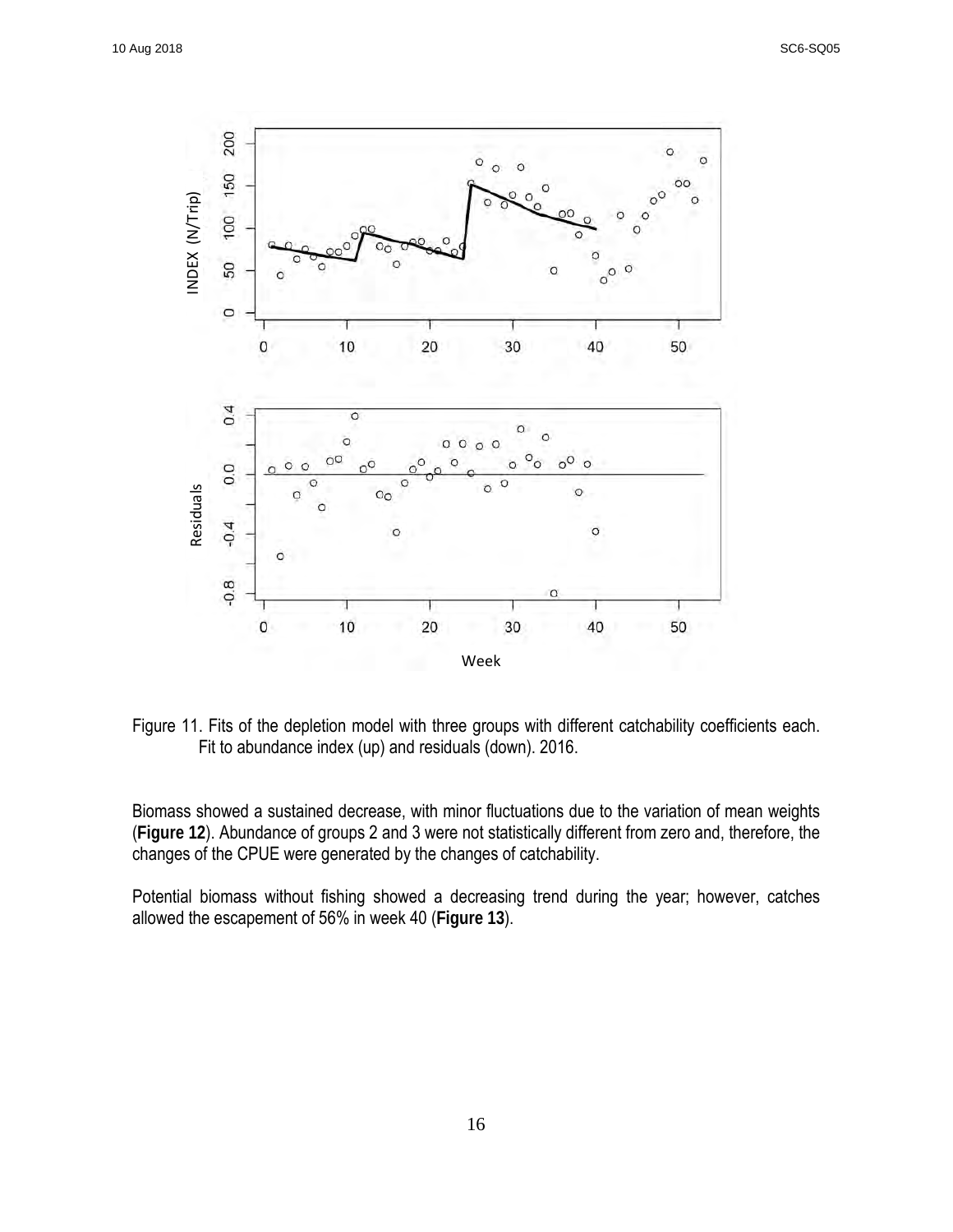Figure 11. Fits of the depletion model with three groups with different catchability coefficients each. Fit to abundance index (up) and residuals (down). 2016.

Biomass showed a sustained decrease, with minor fluctuations due to the variation of mean weights (**Figure 12**). Abundance of groups 2 and 3 were not statistically different from zero and, therefore, the changes of the CPUE were generated by the changes of catchability.

Potential biomass without fishing showed a decreasing trend during the year; however, catches allowed the escapement of 56% in week 40 (**Figure 13**).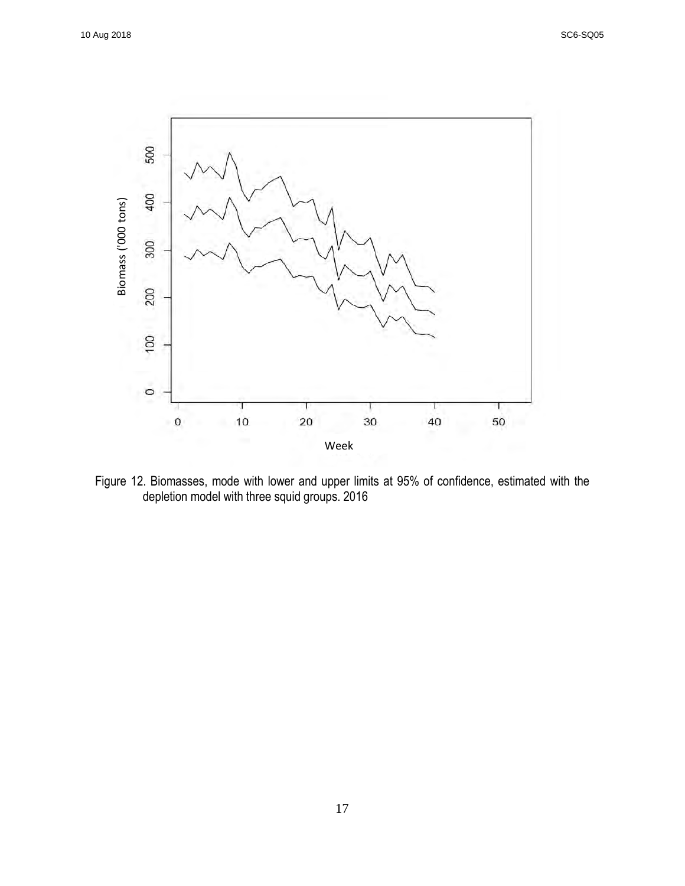Figure 12. Biomasses, mode with lower and upper limits at 95% of confidence, estimated with the depletion model with three squid groups. 2016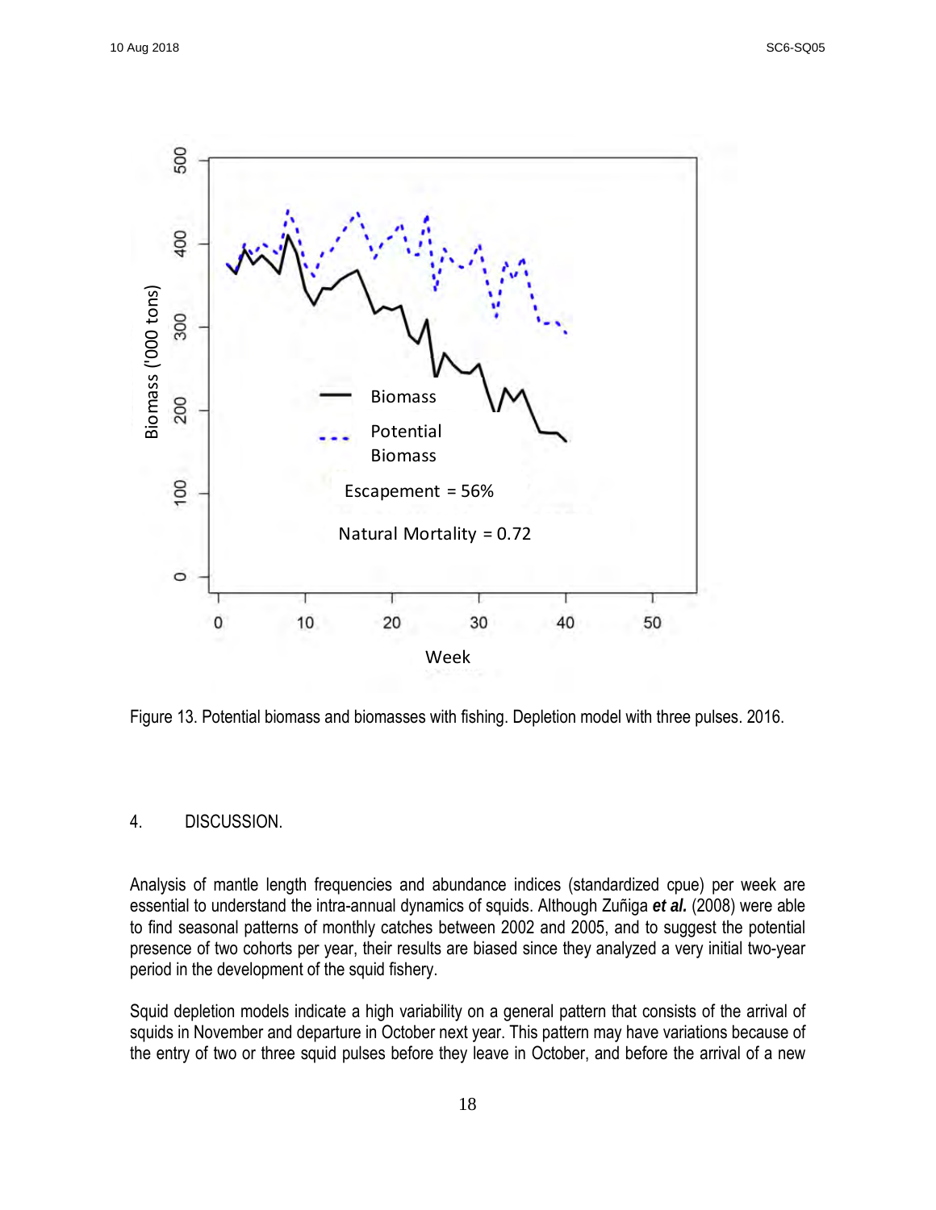Figure 13. Potential biomass and biomasses with fishing. Depletion model with three pulses. 2016.

## 4. DISCUSSION.

Analysis of mantle length frequencies and abundance indices (standardized cpue) per week are essential to understand the intra-annual dynamics of squids. Although Zuñiga ***et al.*** (2008) were able to find seasonal patterns of monthly catches between 2002 and 2005, and to suggest the potential presence of two cohorts per year, their results are biased since they analyzed a very initial two-year period in the development of the squid fishery.

Squid depletion models indicate a high variability on a general pattern that consists of the arrival of squids in November and departure in October next year. This pattern may have variations because of the entry of two or three squid pulses before they leave in October, and before the arrival of a new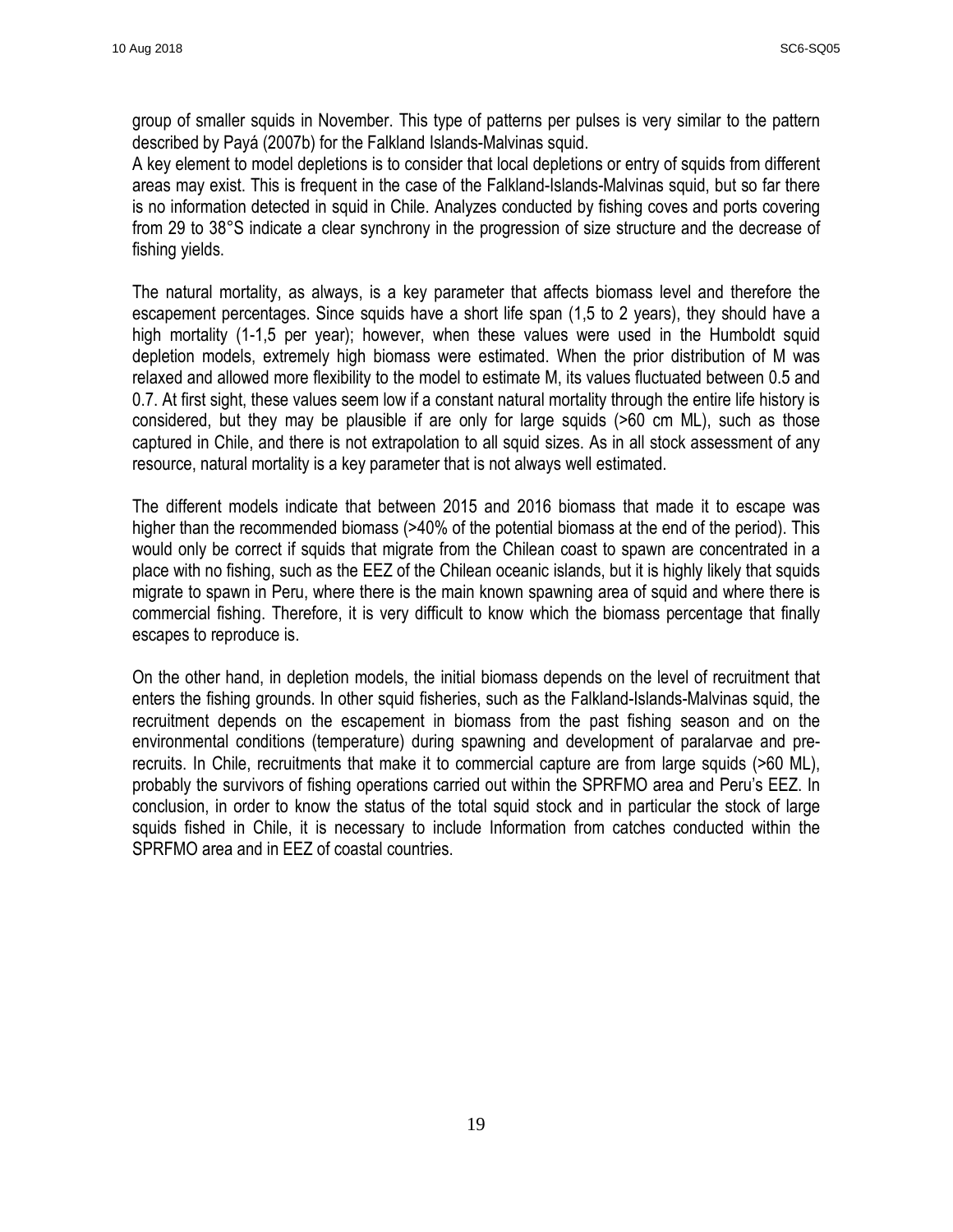group of smaller squids in November. This type of patterns per pulses is very similar to the pattern described by Payá (2007b) for the Falkland Islands-Malvinas squid.
A key element to model depletions is to consider that local depletions or entry of squids from different areas may exist. This is frequent in the case of the Falkland-Islands-Malvinas squid, but so far there is no information detected in squid in Chile. Analyzes conducted by fishing coves and ports covering from 29 to 38°S indicate a clear synchrony in the progression of size structure and the decrease of fishing yields.

The natural mortality, as always, is a key parameter that affects biomass level and therefore the escapement percentages. Since squids have a short life span (1,5 to 2 years), they should have a high mortality (1-1,5 per year); however, when these values were used in the Humboldt squid depletion models, extremely high biomass were estimated. When the prior distribution of M was relaxed and allowed more flexibility to the model to estimate M, its values fluctuated between 0.5 and 0.7. At first sight, these values seem low if a constant natural mortality through the entire life history is considered, but they may be plausible if are only for large squids (>60 cm ML), such as those captured in Chile, and there is not extrapolation to all squid sizes. As in all stock assessment of any resource, natural mortality is a key parameter that is not always well estimated.

The different models indicate that between 2015 and 2016 biomass that made it to escape was higher than the recommended biomass (>40% of the potential biomass at the end of the period). This would only be correct if squids that migrate from the Chilean coast to spawn are concentrated in a place with no fishing, such as the EEZ of the Chilean oceanic islands, but it is highly likely that squids migrate to spawn in Peru, where there is the main known spawning area of squid and where there is commercial fishing. Therefore, it is very difficult to know which the biomass percentage that finally escapes to reproduce is.

On the other hand, in depletion models, the initial biomass depends on the level of recruitment that enters the fishing grounds. In other squid fisheries, such as the Falkland-Islands-Malvinas squid, the recruitment depends on the escapement in biomass from the past fishing season and on the environmental conditions (temperature) during spawning and development of paralarvae and pre-recruits. In Chile, recruitments that make it to commercial capture are from large squids (>60 ML), probably the survivors of fishing operations carried out within the SPRFMO area and Peru's EEZ. In conclusion, in order to know the status of the total squid stock and in particular the stock of large squids fished in Chile, it is necessary to include Information from catches conducted within the SPRFMO area and in EEZ of coastal countries.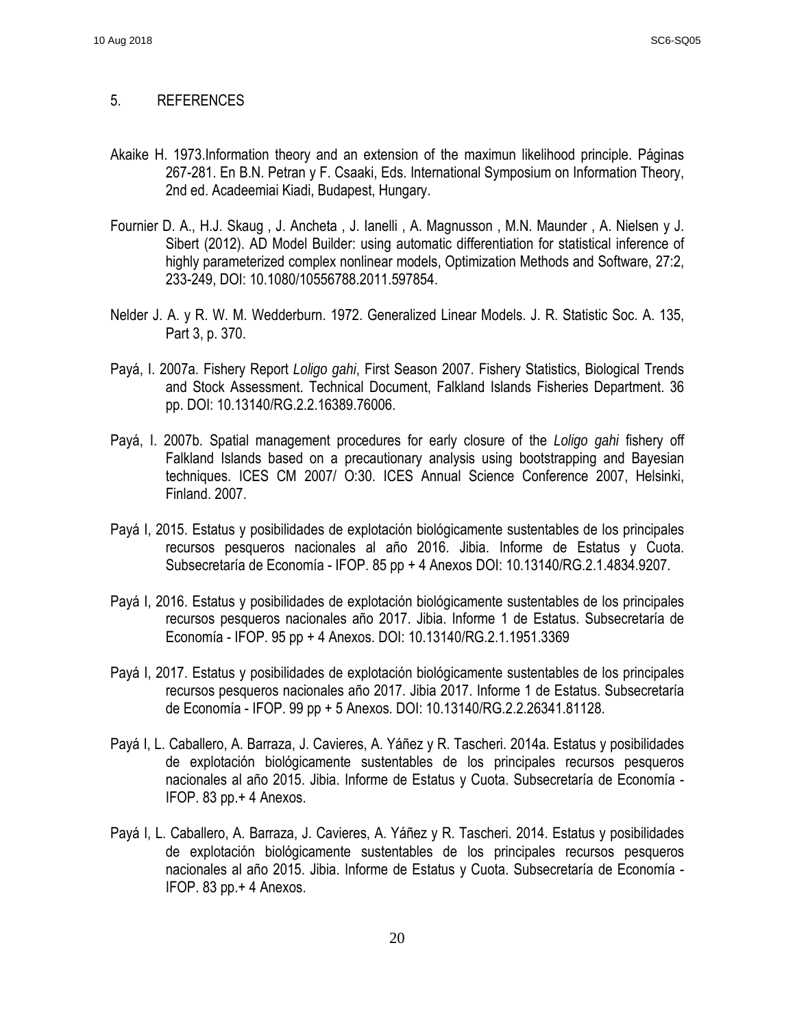## 5. REFERENCES

Akaike H. 1973.Information theory and an extension of the maximun likelihood principle. Páginas 267-281. En B.N. Petran y F. Csaaki, Eds. International Symposium on Information Theory, 2nd ed. Acadeemiai Kiadi, Budapest, Hungary.

Fournier D. A., H.J. Skaug , J. Ancheta , J. Ianelli , A. Magnusson , M.N. Maunder , A. Nielsen y J. Sibert (2012). AD Model Builder: using automatic differentiation for statistical inference of highly parameterized complex nonlinear models, Optimization Methods and Software, 27:2, 233-249, DOI: 10.1080/10556788.2011.597854.

Nelder J. A. y R. W. M. Wedderburn. 1972. Generalized Linear Models. J. R. Statistic Soc. A. 135, Part 3, p. 370.

Payá, I. 2007a. Fishery Report *Loligo gahi*, First Season 2007. Fishery Statistics, Biological Trends and Stock Assessment. Technical Document, Falkland Islands Fisheries Department. 36 pp. DOI: 10.13140/RG.2.2.16389.76006.

Payá, I. 2007b. Spatial management procedures for early closure of the *Loligo gahi* fishery off Falkland Islands based on a precautionary analysis using bootstrapping and Bayesian techniques. ICES CM 2007/ O:30. ICES Annual Science Conference 2007, Helsinki, Finland. 2007.

Payá I, 2015. Estatus y posibilidades de explotación biológicamente sustentables de los principales recursos pesqueros nacionales al año 2016. Jibia. Informe de Estatus y Cuota. Subsecretaría de Economía - IFOP. 85 pp + 4 Anexos DOI: 10.13140/RG.2.1.4834.9207.

Payá I, 2016. Estatus y posibilidades de explotación biológicamente sustentables de los principales recursos pesqueros nacionales año 2017. Jibia. Informe 1 de Estatus. Subsecretaría de Economía - IFOP. 95 pp + 4 Anexos. DOI: 10.13140/RG.2.1.1951.3369

Payá I, 2017. Estatus y posibilidades de explotación biológicamente sustentables de los principales recursos pesqueros nacionales año 2017. Jibia 2017. Informe 1 de Estatus. Subsecretaría de Economía - IFOP. 99 pp + 5 Anexos. DOI: 10.13140/RG.2.2.26341.81128.

Payá I, L. Caballero, A. Barraza, J. Cavieres, A. Yáñez y R. Tascheri. 2014a. Estatus y posibilidades de explotación biológicamente sustentables de los principales recursos pesqueros nacionales al año 2015. Jibia. Informe de Estatus y Cuota. Subsecretaría de Economía - IFOP. 83 pp.+ 4 Anexos.

Payá I, L. Caballero, A. Barraza, J. Cavieres, A. Yáñez y R. Tascheri. 2014. Estatus y posibilidades de explotación biológicamente sustentables de los principales recursos pesqueros nacionales al año 2015. Jibia. Informe de Estatus y Cuota. Subsecretaría de Economía - IFOP. 83 pp.+ 4 Anexos.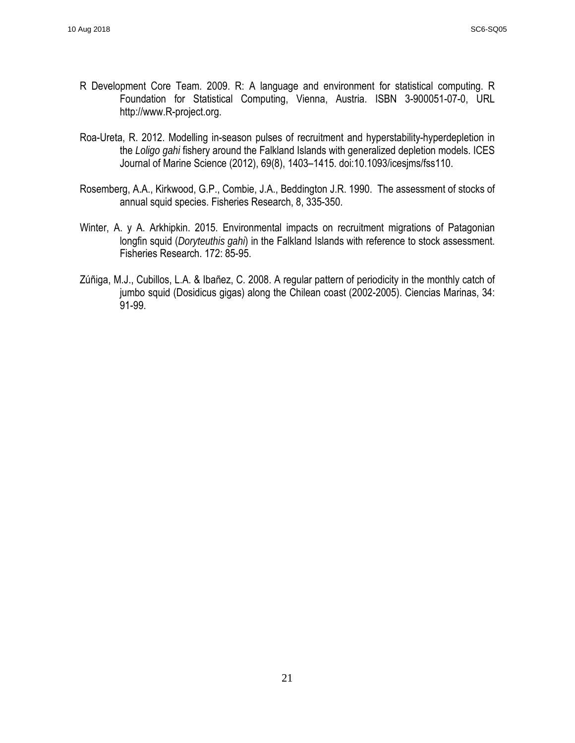R Development Core Team. 2009. R: A language and environment for statistical computing. R Foundation for Statistical Computing, Vienna, Austria. ISBN 3-900051-07-0, URL http://www.R-project.org.

Roa-Ureta, R. 2012. Modelling in-season pulses of recruitment and hyperstability-hyperdepletion in the *Loligo gahi* fishery around the Falkland Islands with generalized depletion models. ICES Journal of Marine Science (2012), 69(8), 1403–1415. doi:10.1093/icesjms/fss110.

Rosemberg, A.A., Kirkwood, G.P., Combie, J.A., Beddington J.R. 1990. The assessment of stocks of annual squid species. Fisheries Research, 8, 335-350.

Winter, A. y A. Arkhipkin. 2015. Environmental impacts on recruitment migrations of Patagonian longfin squid (*Doryteuthis gahi*) in the Falkland Islands with reference to stock assessment. Fisheries Research. 172: 85-95.

Zúñiga, M.J., Cubillos, L.A. & Ibañez, C. 2008. A regular pattern of periodicity in the monthly catch of jumbo squid (Dosidicus gigas) along the Chilean coast (2002-2005). Ciencias Marinas, 34: 91-99.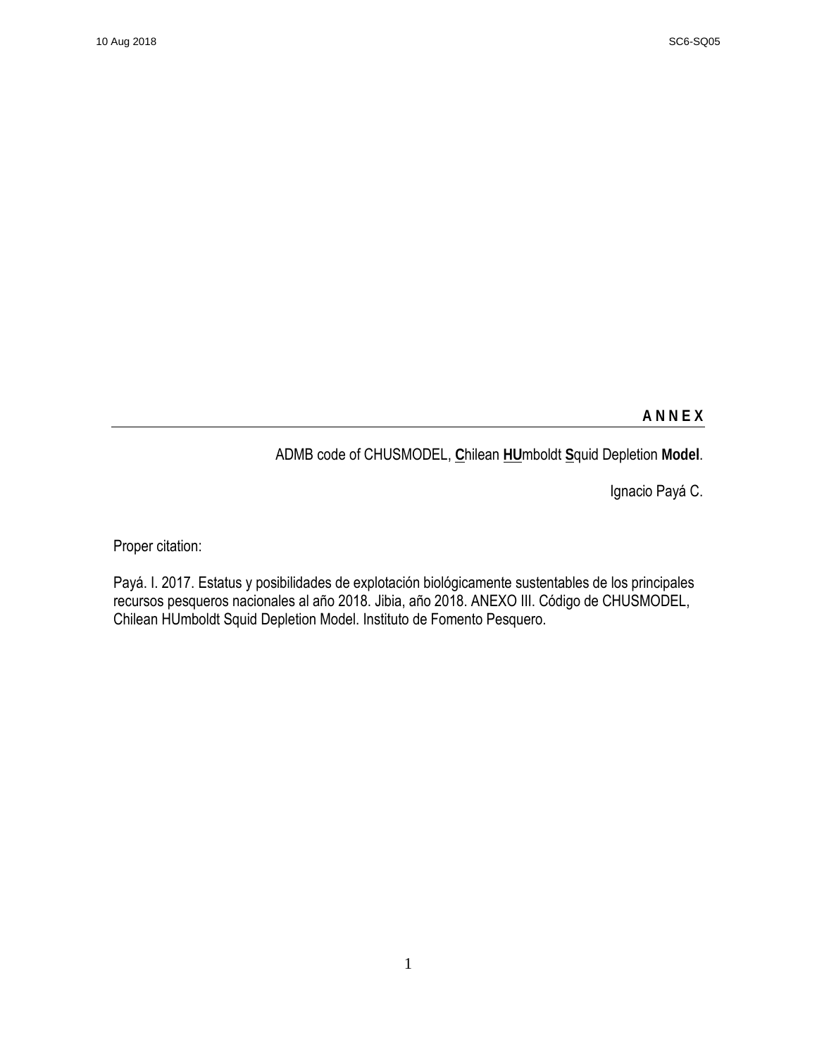**A N N E X**

ADMB code of CHUSMODEL, **C**hilean **HU**mboldt **S**quid Depletion **Model**.

Ignacio Payá C.

Proper citation:

Payá. I. 2017. Estatus y posibilidades de explotación biológicamente sustentables de los principales recursos pesqueros nacionales al año 2018. Jibia, año 2018. ANEXO III. Código de CHUSMODEL, Chilean HUmboldt Squid Depletion Model. Instituto de Fomento Pesquero.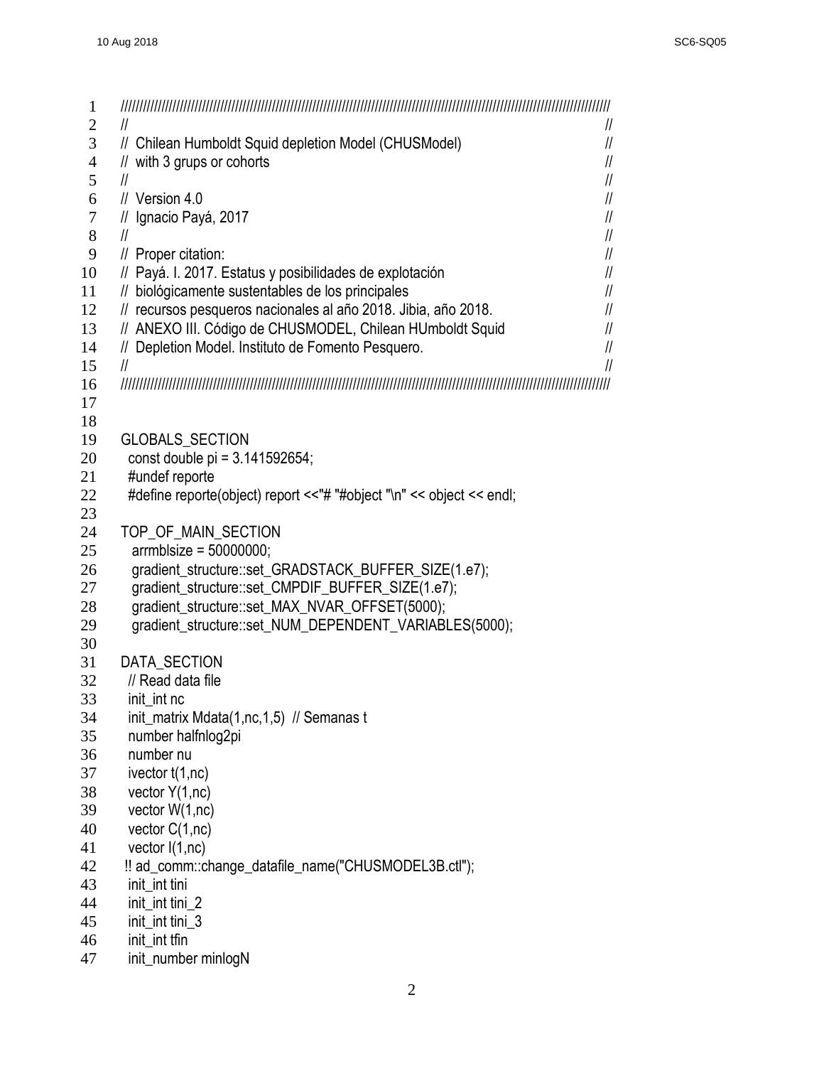```
////////////////////////////////////////////////////////////////////////////////////////////////////////////////////////////////////////////////////////////////
//                                                                              //
//  Chilean Humboldt Squid depletion Model (CHUSModel)                          //
//  with 3 grups or cohorts                                                     //
//                                                                              //
//  Version 4.0                                                                 //
//  Ignacio Payá, 2017                                                          //
//                                                                              //
//  Proper citation:                                                            //
//  Payá. I. 2017. Estatus y posibilidades de explotación                       //
//  biológicamente sustentables de los principales                              //
//  recursos pesqueros nacionales al año 2018. Jibia, año 2018.                 //
//  ANEXO III. Código de CHUSMODEL, Chilean HUmboldt Squid                      //
//  Depletion Model. Instituto de Fomento Pesquero.                             //
//                                                                              //
////////////////////////////////////////////////////////////////////////////////////////////////////////////////////////////////////////////////////////////////


GLOBALS_SECTION
  const double pi = 3.141592654;
  #undef reporte
  #define reporte(object) report <<"# "#object "\n" << object << endl;

TOP_OF_MAIN_SECTION
   arrmblsize = 50000000;
   gradient_structure::set_GRADSTACK_BUFFER_SIZE(1.e7);
   gradient_structure::set_CMPDIF_BUFFER_SIZE(1.e7);
   gradient_structure::set_MAX_NVAR_OFFSET(5000);
   gradient_structure::set_NUM_DEPENDENT_VARIABLES(5000);

DATA_SECTION
  // Read data file
  init_int nc
  init_matrix Mdata(1,nc,1,5)  // Semanas t
  number halfnlog2pi
  number nu
  ivector t(1,nc)
  vector Y(1,nc)
  vector W(1,nc)
  vector C(1,nc)
  vector I(1,nc)
 !! ad_comm::change_datafile_name("CHUSMODEL3B.ctl");
  init_int tini
  init_int tini_2
  init_int tini_3
  init_int tfin
  init_number minlogN
```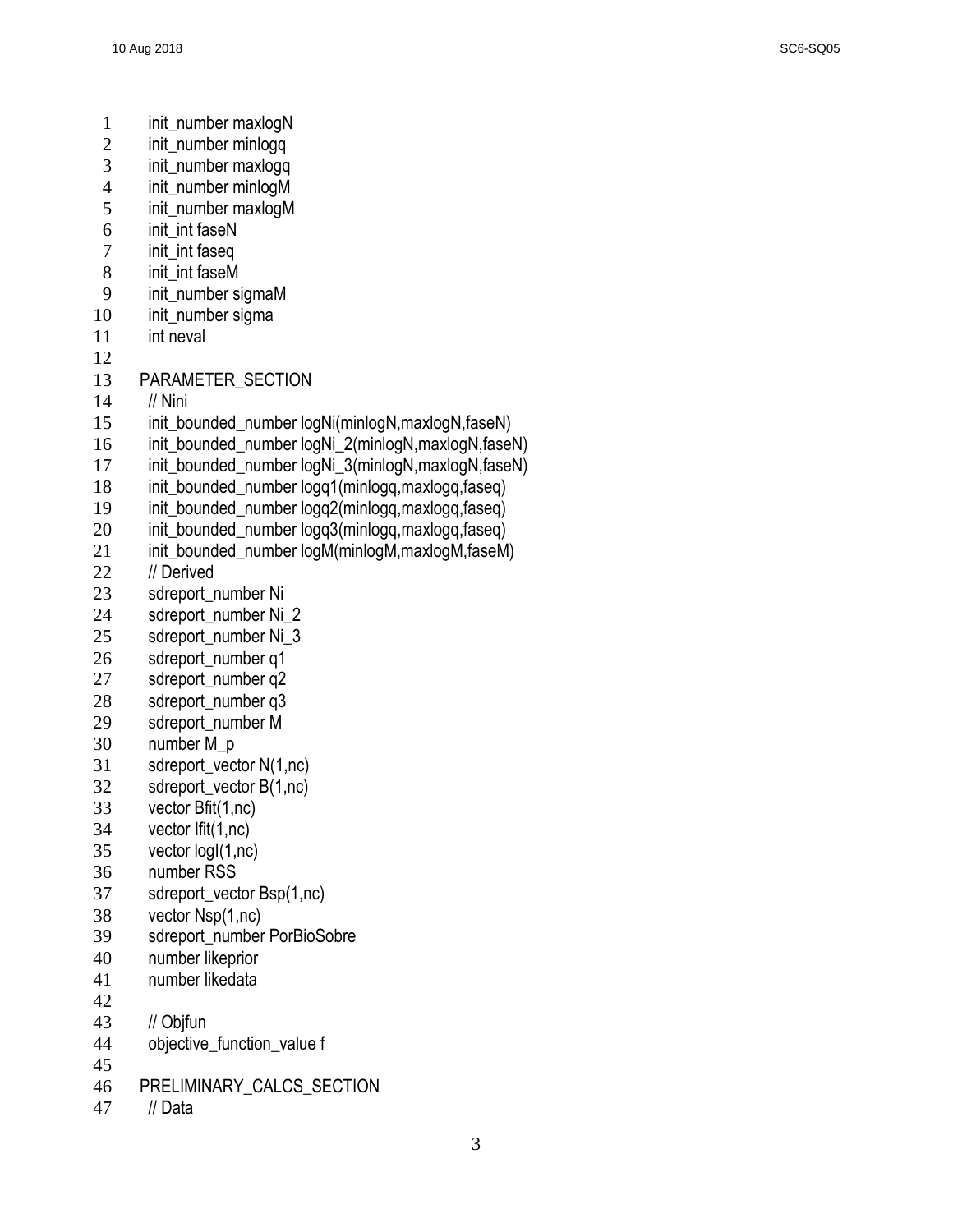```
init_number maxlogN
init_number minlogq
init_number maxlogq
init_number minlogM
init_number maxlogM
init_int faseN
init_int faseq
init_int faseM
init_number sigmaM
init_number sigma
int neval

PARAMETER_SECTION
// Nini
init_bounded_number logNi(minlogN,maxlogN,faseN)
init_bounded_number logNi_2(minlogN,maxlogN,faseN)
init_bounded_number logNi_3(minlogN,maxlogN,faseN)
init_bounded_number logq1(minlogq,maxlogq,faseq)
init_bounded_number logq2(minlogq,maxlogq,faseq)
init_bounded_number logq3(minlogq,maxlogq,faseq)
init_bounded_number logM(minlogM,maxlogM,faseM)
// Derived
sdreport_number Ni
sdreport_number Ni_2
sdreport_number Ni_3
sdreport_number q1
sdreport_number q2
sdreport_number q3
sdreport_number M
number M_p
sdreport_vector N(1,nc)
sdreport_vector B(1,nc)
vector Bfit(1,nc)
vector Ifit(1,nc)
vector logI(1,nc)
number RSS
sdreport_vector Bsp(1,nc)
vector Nsp(1,nc)
sdreport_number PorBioSobre
number likeprior
number likedata

// Objfun
objective_function_value f

PRELIMINARY_CALCS_SECTION
// Data
```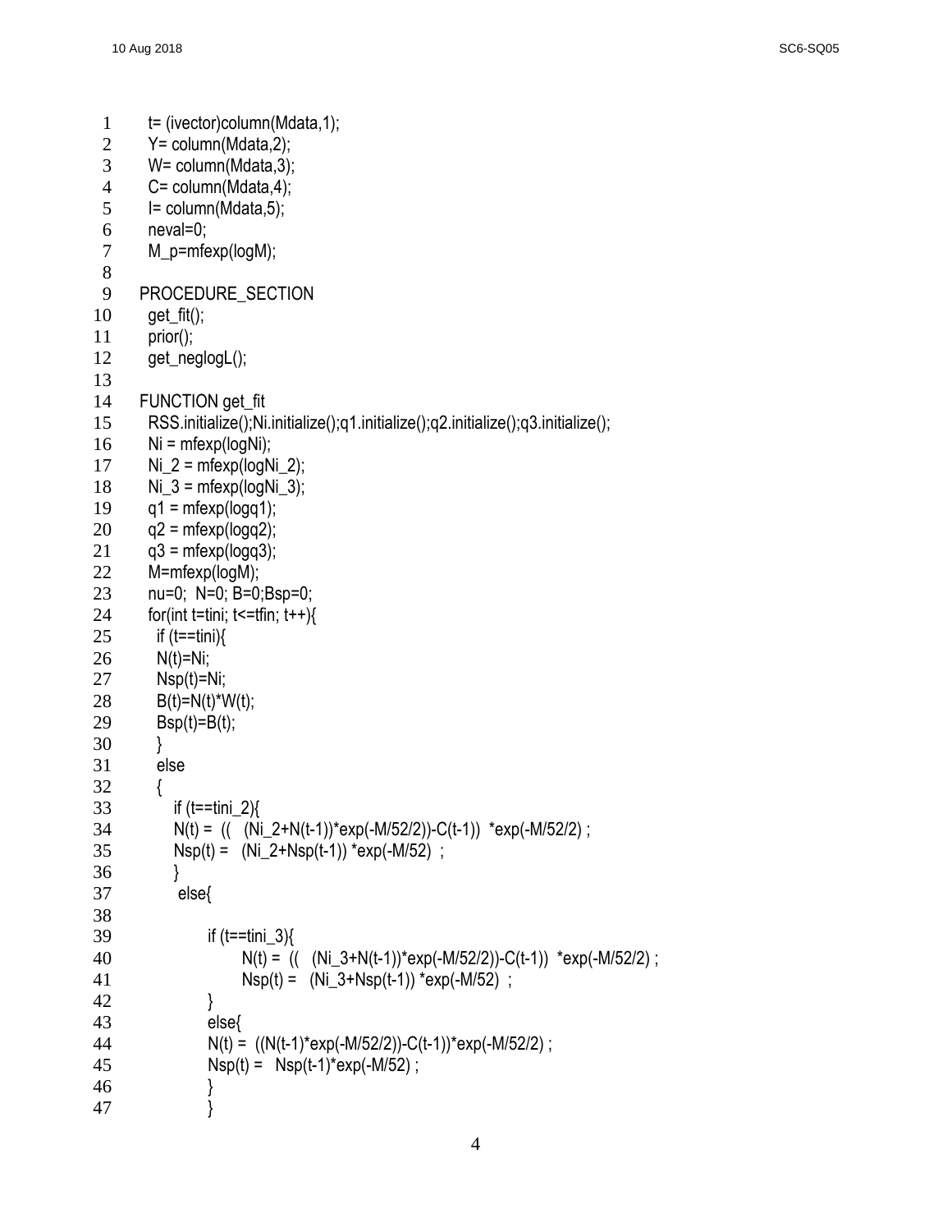```
t= (ivector)column(Mdata,1);
Y= column(Mdata,2);
W= column(Mdata,3);
C= column(Mdata,4);
I= column(Mdata,5);
neval=0;
M_p=mfexp(logM);

PROCEDURE_SECTION
 get_fit();
 prior();
 get_neglogL();

FUNCTION get_fit
 RSS.initialize();Ni.initialize();q1.initialize();q2.initialize();q3.initialize();
 Ni = mfexp(logNi);
 Ni_2 = mfexp(logNi_2);
 Ni_3 = mfexp(logNi_3);
 q1 = mfexp(logq1);
 q2 = mfexp(logq2);
 q3 = mfexp(logq3);
 M=mfexp(logM);
 nu=0;  N=0; B=0;Bsp=0;
 for(int t=tini; t<=tfin; t++){
   if (t==tini){
   N(t)=Ni;
   Nsp(t)=Ni;
   B(t)=N(t)*W(t);
   Bsp(t)=B(t);
   }
   else
   {
      if (t==tini_2){
      N(t) =  ((   (Ni_2+N(t-1))*exp(-M/52/2))-C(t-1))  *exp(-M/52/2) ;
      Nsp(t) =   (Ni_2+Nsp(t-1)) *exp(-M/52)  ;
      }
       else{

            if (t==tini_3){
                  N(t) =  ((   (Ni_3+N(t-1))*exp(-M/52/2))-C(t-1))  *exp(-M/52/2) ;
                  Nsp(t) =   (Ni_3+Nsp(t-1)) *exp(-M/52)  ;
            }
            else{
            N(t) =  ((N(t-1)*exp(-M/52/2))-C(t-1))*exp(-M/52/2) ;
            Nsp(t) =   Nsp(t-1)*exp(-M/52) ;
            }
            }
```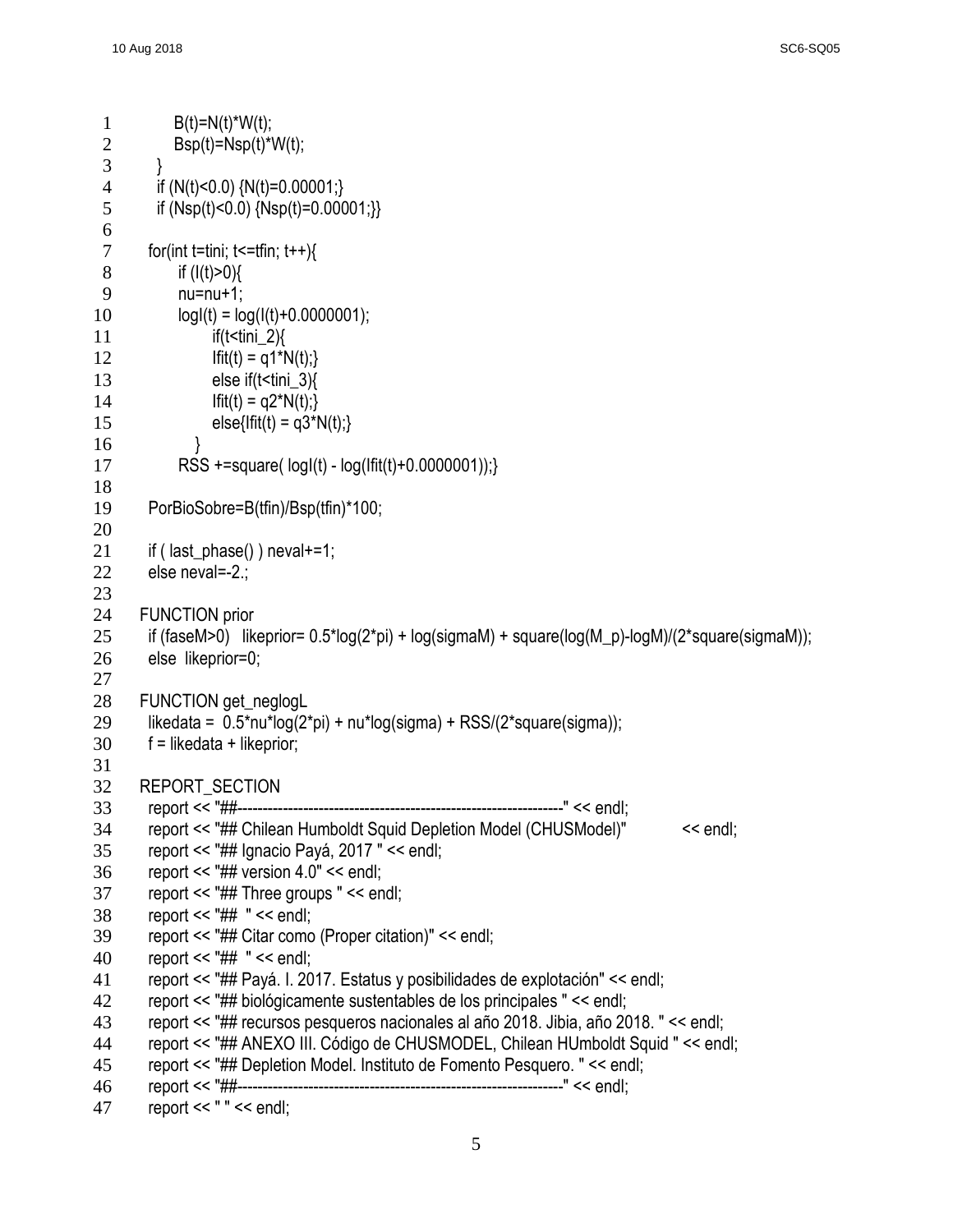```
          B(t)=N(t)*W(t);
          Bsp(t)=Nsp(t)*W(t);
       }
       if (N(t)<0.0) {N(t)=0.00001;}
       if (Nsp(t)<0.0) {Nsp(t)=0.00001;}}

     for(int t=tini; t<=tfin; t++){
           if (I(t)>0){
           nu=nu+1;
           logI(t) = log(I(t)+0.0000001);
                 if(t<tini_2){
                 Ifit(t) = q1*N(t);}
                 else if(t<tini_3){
                 Ifit(t) = q2*N(t);}
                 else{Ifit(t) = q3*N(t);}
              }
           RSS +=square( logI(t) - log(Ifit(t)+0.0000001));}

     PorBioSobre=B(tfin)/Bsp(tfin)*100;

     if ( last_phase() ) neval+=1;
     else neval=-2.;

   FUNCTION prior
     if (faseM>0)   likeprior= 0.5*log(2*pi) + log(sigmaM) + square(log(M_p)-logM)/(2*square(sigmaM));
     else  likeprior=0;

   FUNCTION get_neglogL
     likedata =  0.5*nu*log(2*pi) + nu*log(sigma) + RSS/(2*square(sigma));
     f = likedata + likeprior;

   REPORT_SECTION
     report << "##----------------------------------------------------------------" << endl;
     report << "## Chilean Humboldt Squid Depletion Model (CHUSModel)"            << endl;
     report << "## Ignacio Payá, 2017 " << endl;
     report << "## version 4.0" << endl;
     report << "## Three groups " << endl;
     report << "##  " << endl;
     report << "## Citar como (Proper citation)" << endl;
     report << "##  " << endl;
     report << "## Payá. I. 2017. Estatus y posibilidades de explotación" << endl;
     report << "## biológicamente sustentables de los principales " << endl;
     report << "## recursos pesqueros nacionales al año 2018. Jibia, año 2018. " << endl;
     report << "## ANEXO III. Código de CHUSMODEL, Chilean HUmboldt Squid " << endl;
     report << "## Depletion Model. Instituto de Fomento Pesquero. " << endl;
     report << "##----------------------------------------------------------------" << endl;
     report << " " << endl;
```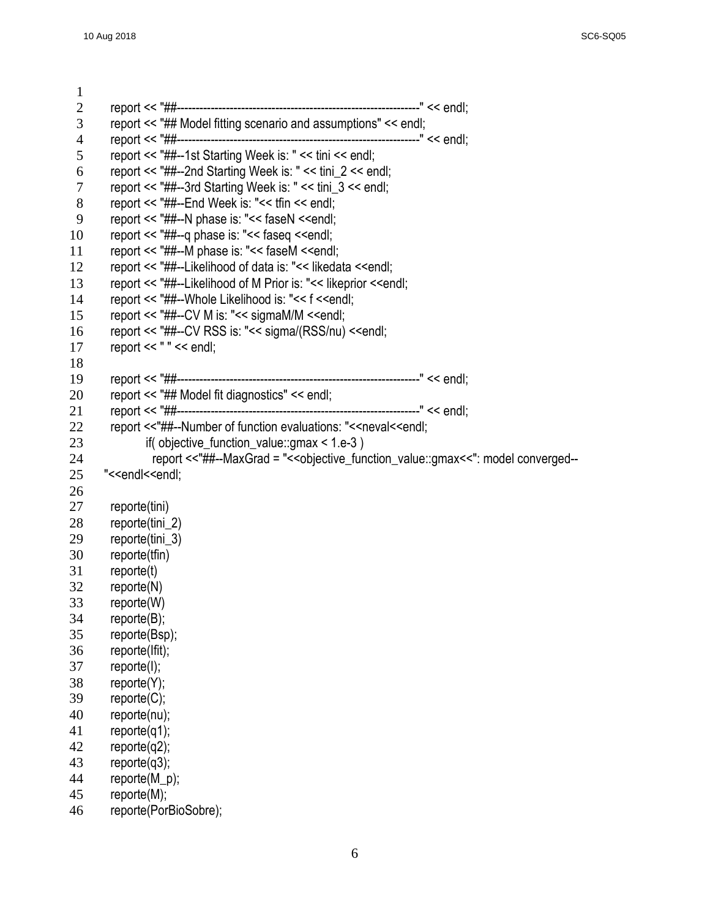```
report << "##-----------------------------------------------------------------" << endl;
report << "## Model fitting scenario and assumptions" << endl;
report << "##-----------------------------------------------------------------" << endl;
report << "##--1st Starting Week is: " << tini << endl;
report << "##--2nd Starting Week is: " << tini_2 << endl;
report << "##--3rd Starting Week is: " << tini_3 << endl;
report << "##--End Week is: "<< tfin << endl;
report << "##--N phase is: "<< faseN <<endl;
report << "##--q phase is: "<< faseq <<endl;
report << "##--M phase is: "<< faseM <<endl;
report << "##--Likelihood of data is: "<< likedata <<endl;
report << "##--Likelihood of M Prior is: "<< likeprior <<endl;
report << "##--Whole Likelihood is: "<< f <<endl;
report << "##--CV M is: "<< sigmaM/M <<endl;
report << "##--CV RSS is: "<< sigma/(RSS/nu) <<endl;
report << " " << endl;

report << "##-----------------------------------------------------------------" << endl;
report << "## Model fit diagnostics" << endl;
report << "##-----------------------------------------------------------------" << endl;
report <<"##--Number of function evaluations: "<<neval<<endl;
        if( objective_function_value::gmax < 1.e-3 )
          report <<"##--MaxGrad = "<<objective_function_value::gmax<<": model converged--
"<<endl<<endl;

reporte(tini)
reporte(tini_2)
reporte(tini_3)
reporte(tfin)
reporte(t)
reporte(N)
reporte(W)
reporte(B);
reporte(Bsp);
reporte(Ifit);
reporte(I);
reporte(Y);
reporte(C);
reporte(nu);
reporte(q1);
reporte(q2);
reporte(q3);
reporte(M_p);
reporte(M);
reporte(PorBioSobre);
```